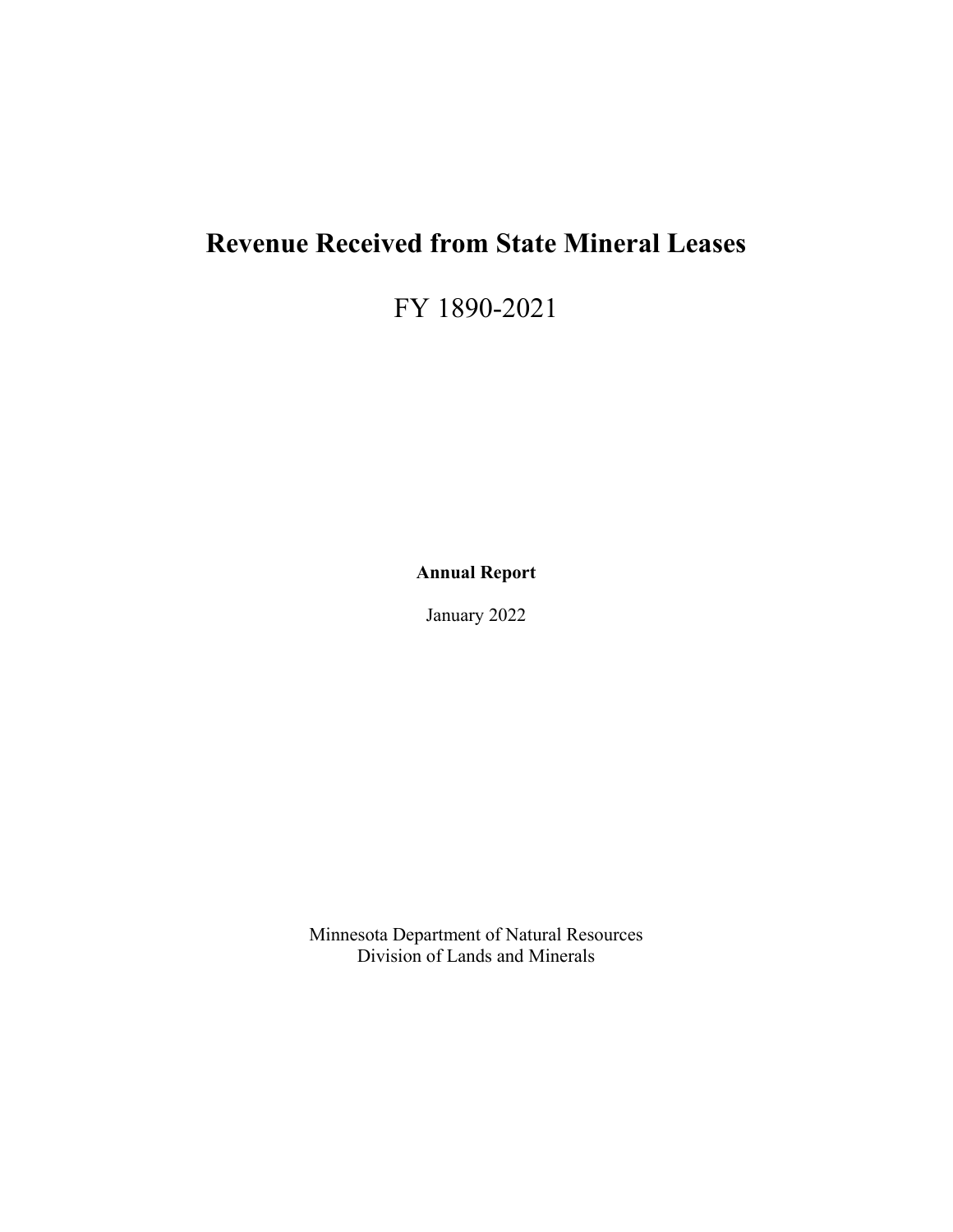# Revenue Received from State Mineral Leases

FY 1890-2021

**Annual Report**

January 2022

Minnesota Department of Natural Resources
Division of Lands and Minerals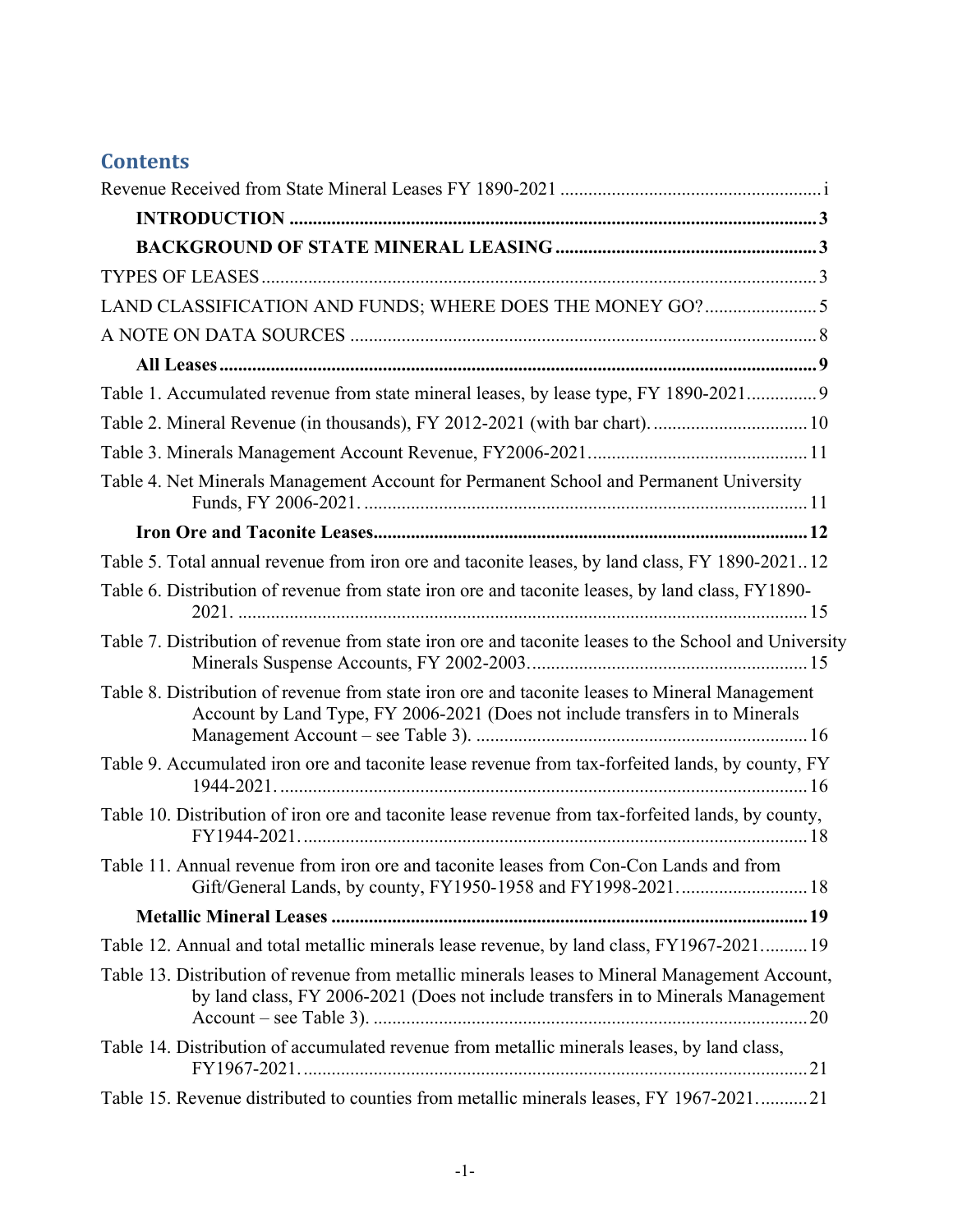## Contents

Revenue Received from State Mineral Leases FY 1890-2021 ........................................................ i

**INTRODUCTION** ........................................................................................................... 3

**BACKGROUND OF STATE MINERAL LEASING** ....................................................... 3

TYPES OF LEASES ........................................................................................................... 3

LAND CLASSIFICATION AND FUNDS; WHERE DOES THE MONEY GO? ........................ 5

A NOTE ON DATA SOURCES ............................................................................................ 8

**All Leases** .......................................................................................................................... 9

Table 1. Accumulated revenue from state mineral leases, by lease type, FY 1890-2021 ............... 9

Table 2. Mineral Revenue (in thousands), FY 2012-2021 (with bar chart). ................................. 10

Table 3. Minerals Management Account Revenue, FY2006-2021 .............................................. 11

Table 4. Net Minerals Management Account for Permanent School and Permanent University Funds, FY 2006-2021. .............................................................................................. 11

**Iron Ore and Taconite Leases** ........................................................................................... 12

Table 5. Total annual revenue from iron ore and taconite leases, by land class, FY 1890-2021 .. 12

Table 6. Distribution of revenue from state iron ore and taconite leases, by land class, FY1890-2021. ........................................................................................................................ 15

Table 7. Distribution of revenue from state iron ore and taconite leases to the School and University Minerals Suspense Accounts, FY 2002-2003. .......................................................... 15

Table 8. Distribution of revenue from state iron ore and taconite leases to Mineral Management Account by Land Type, FY 2006-2021 (Does not include transfers in to Minerals Management Account – see Table 3). ...................................................................... 16

Table 9. Accumulated iron ore and taconite lease revenue from tax-forfeited lands, by county, FY 1944-2021. ............................................................................................................... 16

Table 10. Distribution of iron ore and taconite lease revenue from tax-forfeited lands, by county, FY1944-2021. .......................................................................................................... 18

Table 11. Annual revenue from iron ore and taconite leases from Con-Con Lands and from Gift/General Lands, by county, FY1950-1958 and FY1998-2021. ........................... 18

**Metallic Mineral Leases** ................................................................................................... 19

Table 12. Annual and total metallic minerals lease revenue, by land class, FY1967-2021 .......... 19

Table 13. Distribution of revenue from metallic minerals leases to Mineral Management Account, by land class, FY 2006-2021 (Does not include transfers in to Minerals Management Account – see Table 3). ............................................................................ 20

Table 14. Distribution of accumulated revenue from metallic minerals leases, by land class, FY1967-2021. ........................................................................................................... 21

Table 15. Revenue distributed to counties from metallic minerals leases, FY 1967-2021 ........... 21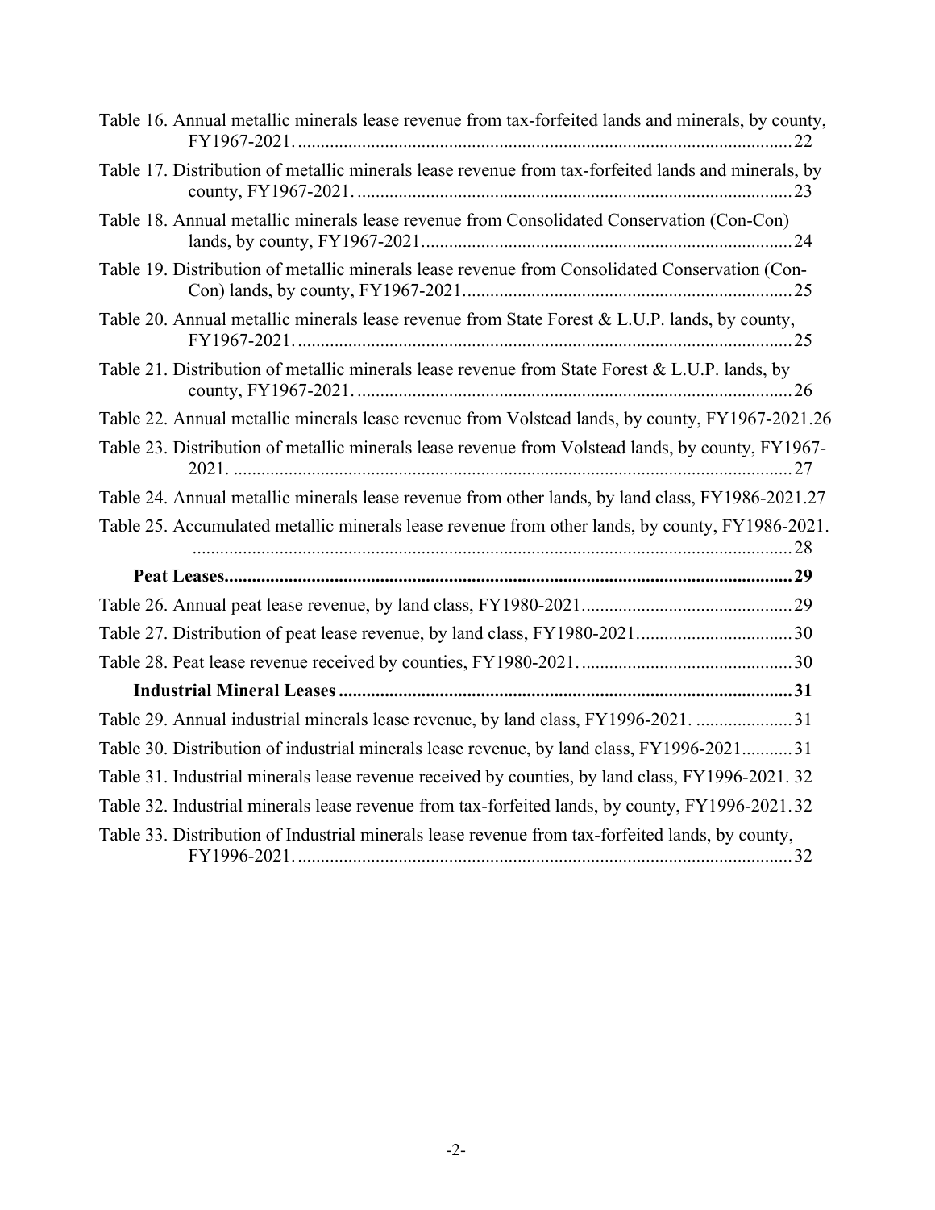Table 16. Annual metallic minerals lease revenue from tax-forfeited lands and minerals, by county, FY1967-2021. ........................................................................................................ 22

Table 17. Distribution of metallic minerals lease revenue from tax-forfeited lands and minerals, by county, FY1967-2021. ........................................................................................ 23

Table 18. Annual metallic minerals lease revenue from Consolidated Conservation (Con-Con) lands, by county, FY1967-2021.......................................................................... 24

Table 19. Distribution of metallic minerals lease revenue from Consolidated Conservation (Con-Con) lands, by county, FY1967-2021.............................................................. 25

Table 20. Annual metallic minerals lease revenue from State Forest & L.U.P. lands, by county, FY1967-2021. ........................................................................................................ 25

Table 21. Distribution of metallic minerals lease revenue from State Forest & L.U.P. lands, by county, FY1967-2021. ........................................................................................ 26

Table 22. Annual metallic minerals lease revenue from Volstead lands, by county, FY1967-2021.26

Table 23. Distribution of metallic minerals lease revenue from Volstead lands, by county, FY1967-2021. ................................................................................................................ 27

Table 24. Annual metallic minerals lease revenue from other lands, by land class, FY1986-2021.27

Table 25. Accumulated metallic minerals lease revenue from other lands, by county, FY1986-2021. ................................................................................................................................ 28

**Peat Leases.......................................................................................................................... 29**

Table 26. Annual peat lease revenue, by land class, FY1980-2021.............................................. 29

Table 27. Distribution of peat lease revenue, by land class, FY1980-2021.................................. 30

Table 28. Peat lease revenue received by counties, FY1980-2021. .............................................. 30

**Industrial Mineral Leases .................................................................................................. 31**

Table 29. Annual industrial minerals lease revenue, by land class, FY1996-2021. ..................... 31

Table 30. Distribution of industrial minerals lease revenue, by land class, FY1996-2021........... 31

Table 31. Industrial minerals lease revenue received by counties, by land class, FY1996-2021. 32

Table 32. Industrial minerals lease revenue from tax-forfeited lands, by county, FY1996-2021. 32

Table 33. Distribution of Industrial minerals lease revenue from tax-forfeited lands, by county, FY1996-2021. ........................................................................................................ 32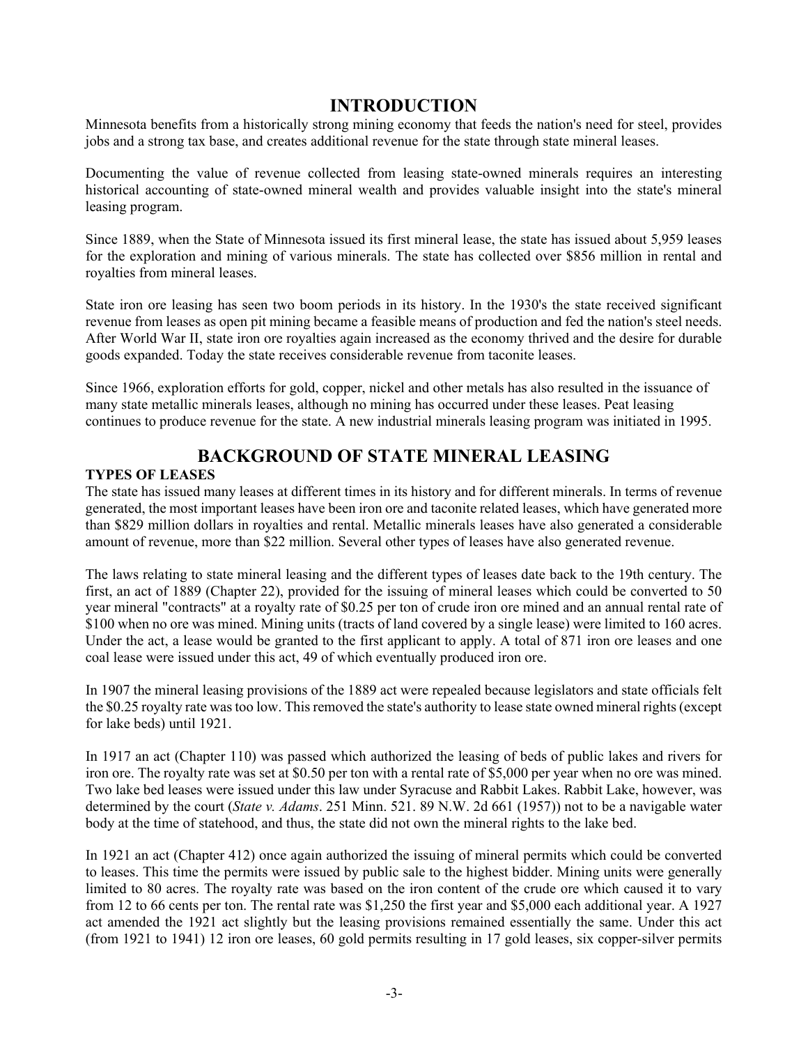# INTRODUCTION

Minnesota benefits from a historically strong mining economy that feeds the nation's need for steel, provides jobs and a strong tax base, and creates additional revenue for the state through state mineral leases.

Documenting the value of revenue collected from leasing state-owned minerals requires an interesting historical accounting of state-owned mineral wealth and provides valuable insight into the state's mineral leasing program.

Since 1889, when the State of Minnesota issued its first mineral lease, the state has issued about 5,959 leases for the exploration and mining of various minerals. The state has collected over $856 million in rental and royalties from mineral leases.

State iron ore leasing has seen two boom periods in its history. In the 1930's the state received significant revenue from leases as open pit mining became a feasible means of production and fed the nation's steel needs. After World War II, state iron ore royalties again increased as the economy thrived and the desire for durable goods expanded. Today the state receives considerable revenue from taconite leases.

Since 1966, exploration efforts for gold, copper, nickel and other metals has also resulted in the issuance of many state metallic minerals leases, although no mining has occurred under these leases. Peat leasing continues to produce revenue for the state. A new industrial minerals leasing program was initiated in 1995.

# BACKGROUND OF STATE MINERAL LEASING

### TYPES OF LEASES

The state has issued many leases at different times in its history and for different minerals. In terms of revenue generated, the most important leases have been iron ore and taconite related leases, which have generated more than $829 million dollars in royalties and rental. Metallic minerals leases have also generated a considerable amount of revenue, more than $22 million. Several other types of leases have also generated revenue.

The laws relating to state mineral leasing and the different types of leases date back to the 19th century. The first, an act of 1889 (Chapter 22), provided for the issuing of mineral leases which could be converted to 50 year mineral "contracts" at a royalty rate of $0.25 per ton of crude iron ore mined and an annual rental rate of $100 when no ore was mined. Mining units (tracts of land covered by a single lease) were limited to 160 acres. Under the act, a lease would be granted to the first applicant to apply. A total of 871 iron ore leases and one coal lease were issued under this act, 49 of which eventually produced iron ore.

In 1907 the mineral leasing provisions of the 1889 act were repealed because legislators and state officials felt the $0.25 royalty rate was too low. This removed the state's authority to lease state owned mineral rights (except for lake beds) until 1921.

In 1917 an act (Chapter 110) was passed which authorized the leasing of beds of public lakes and rivers for iron ore. The royalty rate was set at $0.50 per ton with a rental rate of $5,000 per year when no ore was mined. Two lake bed leases were issued under this law under Syracuse and Rabbit Lakes. Rabbit Lake, however, was determined by the court (*State v. Adams*. 251 Minn. 521. 89 N.W. 2d 661 (1957)) not to be a navigable water body at the time of statehood, and thus, the state did not own the mineral rights to the lake bed.

In 1921 an act (Chapter 412) once again authorized the issuing of mineral permits which could be converted to leases. This time the permits were issued by public sale to the highest bidder. Mining units were generally limited to 80 acres. The royalty rate was based on the iron content of the crude ore which caused it to vary from 12 to 66 cents per ton. The rental rate was $1,250 the first year and $5,000 each additional year. A 1927 act amended the 1921 act slightly but the leasing provisions remained essentially the same. Under this act (from 1921 to 1941) 12 iron ore leases, 60 gold permits resulting in 17 gold leases, six copper-silver permits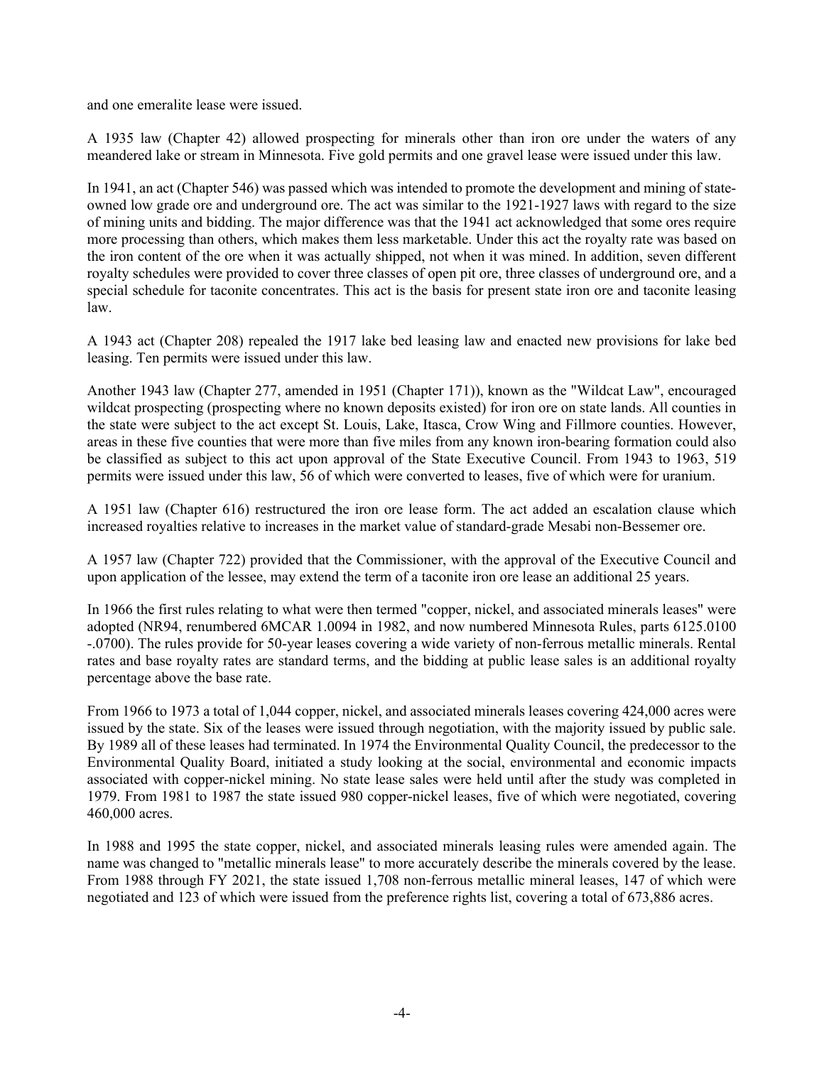and one emeralite lease were issued.

A 1935 law (Chapter 42) allowed prospecting for minerals other than iron ore under the waters of any meandered lake or stream in Minnesota. Five gold permits and one gravel lease were issued under this law.

In 1941, an act (Chapter 546) was passed which was intended to promote the development and mining of state-owned low grade ore and underground ore. The act was similar to the 1921-1927 laws with regard to the size of mining units and bidding. The major difference was that the 1941 act acknowledged that some ores require more processing than others, which makes them less marketable. Under this act the royalty rate was based on the iron content of the ore when it was actually shipped, not when it was mined. In addition, seven different royalty schedules were provided to cover three classes of open pit ore, three classes of underground ore, and a special schedule for taconite concentrates. This act is the basis for present state iron ore and taconite leasing law.

A 1943 act (Chapter 208) repealed the 1917 lake bed leasing law and enacted new provisions for lake bed leasing. Ten permits were issued under this law.

Another 1943 law (Chapter 277, amended in 1951 (Chapter 171)), known as the "Wildcat Law", encouraged wildcat prospecting (prospecting where no known deposits existed) for iron ore on state lands. All counties in the state were subject to the act except St. Louis, Lake, Itasca, Crow Wing and Fillmore counties. However, areas in these five counties that were more than five miles from any known iron-bearing formation could also be classified as subject to this act upon approval of the State Executive Council. From 1943 to 1963, 519 permits were issued under this law, 56 of which were converted to leases, five of which were for uranium.

A 1951 law (Chapter 616) restructured the iron ore lease form. The act added an escalation clause which increased royalties relative to increases in the market value of standard-grade Mesabi non-Bessemer ore.

A 1957 law (Chapter 722) provided that the Commissioner, with the approval of the Executive Council and upon application of the lessee, may extend the term of a taconite iron ore lease an additional 25 years.

In 1966 the first rules relating to what were then termed "copper, nickel, and associated minerals leases" were adopted (NR94, renumbered 6MCAR 1.0094 in 1982, and now numbered Minnesota Rules, parts 6125.0100 -.0700). The rules provide for 50-year leases covering a wide variety of non-ferrous metallic minerals. Rental rates and base royalty rates are standard terms, and the bidding at public lease sales is an additional royalty percentage above the base rate.

From 1966 to 1973 a total of 1,044 copper, nickel, and associated minerals leases covering 424,000 acres were issued by the state. Six of the leases were issued through negotiation, with the majority issued by public sale. By 1989 all of these leases had terminated. In 1974 the Environmental Quality Council, the predecessor to the Environmental Quality Board, initiated a study looking at the social, environmental and economic impacts associated with copper-nickel mining. No state lease sales were held until after the study was completed in 1979. From 1981 to 1987 the state issued 980 copper-nickel leases, five of which were negotiated, covering 460,000 acres.

In 1988 and 1995 the state copper, nickel, and associated minerals leasing rules were amended again. The name was changed to "metallic minerals lease" to more accurately describe the minerals covered by the lease. From 1988 through FY 2021, the state issued 1,708 non-ferrous metallic mineral leases, 147 of which were negotiated and 123 of which were issued from the preference rights list, covering a total of 673,886 acres.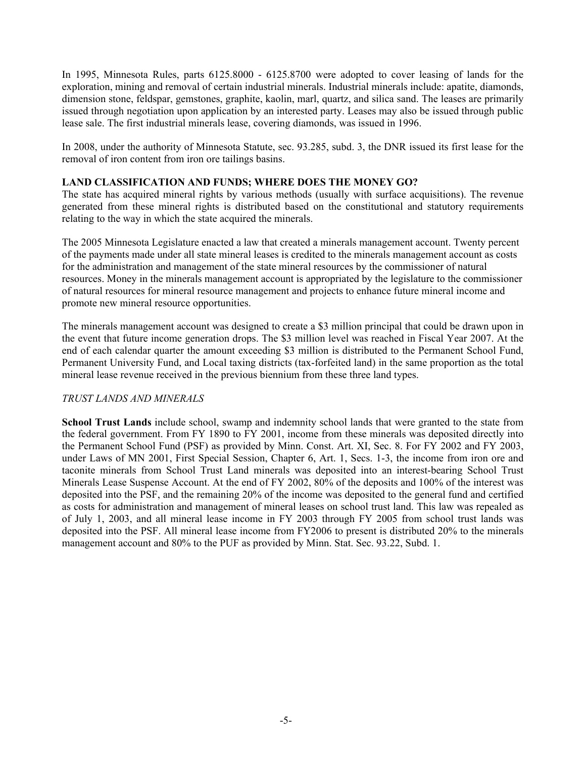In 1995, Minnesota Rules, parts 6125.8000 - 6125.8700 were adopted to cover leasing of lands for the exploration, mining and removal of certain industrial minerals. Industrial minerals include: apatite, diamonds, dimension stone, feldspar, gemstones, graphite, kaolin, marl, quartz, and silica sand. The leases are primarily issued through negotiation upon application by an interested party. Leases may also be issued through public lease sale. The first industrial minerals lease, covering diamonds, was issued in 1996.

In 2008, under the authority of Minnesota Statute, sec. 93.285, subd. 3, the DNR issued its first lease for the removal of iron content from iron ore tailings basins.

**LAND CLASSIFICATION AND FUNDS; WHERE DOES THE MONEY GO?**

The state has acquired mineral rights by various methods (usually with surface acquisitions). The revenue generated from these mineral rights is distributed based on the constitutional and statutory requirements relating to the way in which the state acquired the minerals.

The 2005 Minnesota Legislature enacted a law that created a minerals management account. Twenty percent of the payments made under all state mineral leases is credited to the minerals management account as costs for the administration and management of the state mineral resources by the commissioner of natural resources. Money in the minerals management account is appropriated by the legislature to the commissioner of natural resources for mineral resource management and projects to enhance future mineral income and promote new mineral resource opportunities.

The minerals management account was designed to create a $3 million principal that could be drawn upon in the event that future income generation drops. The $3 million level was reached in Fiscal Year 2007. At the end of each calendar quarter the amount exceeding $3 million is distributed to the Permanent School Fund, Permanent University Fund, and Local taxing districts (tax-forfeited land) in the same proportion as the total mineral lease revenue received in the previous biennium from these three land types.

*TRUST LANDS AND MINERALS*

**School Trust Lands** include school, swamp and indemnity school lands that were granted to the state from the federal government. From FY 1890 to FY 2001, income from these minerals was deposited directly into the Permanent School Fund (PSF) as provided by Minn. Const. Art. XI, Sec. 8. For FY 2002 and FY 2003, under Laws of MN 2001, First Special Session, Chapter 6, Art. 1, Secs. 1-3, the income from iron ore and taconite minerals from School Trust Land minerals was deposited into an interest-bearing School Trust Minerals Lease Suspense Account. At the end of FY 2002, 80% of the deposits and 100% of the interest was deposited into the PSF, and the remaining 20% of the income was deposited to the general fund and certified as costs for administration and management of mineral leases on school trust land. This law was repealed as of July 1, 2003, and all mineral lease income in FY 2003 through FY 2005 from school trust lands was deposited into the PSF. All mineral lease income from FY2006 to present is distributed 20% to the minerals management account and 80% to the PUF as provided by Minn. Stat. Sec. 93.22, Subd. 1.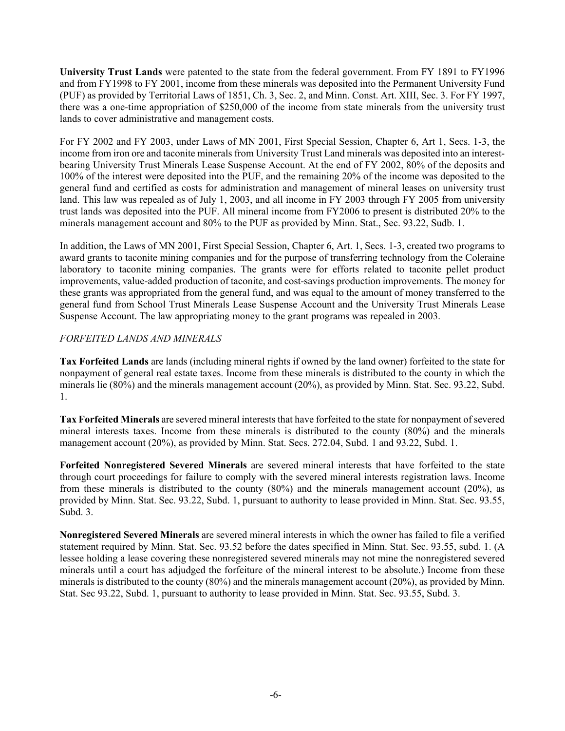**University Trust Lands** were patented to the state from the federal government. From FY 1891 to FY1996 and from FY1998 to FY 2001, income from these minerals was deposited into the Permanent University Fund (PUF) as provided by Territorial Laws of 1851, Ch. 3, Sec. 2, and Minn. Const. Art. XIII, Sec. 3. For FY 1997, there was a one-time appropriation of $250,000 of the income from state minerals from the university trust lands to cover administrative and management costs.

For FY 2002 and FY 2003, under Laws of MN 2001, First Special Session, Chapter 6, Art 1, Secs. 1-3, the income from iron ore and taconite minerals from University Trust Land minerals was deposited into an interest-bearing University Trust Minerals Lease Suspense Account. At the end of FY 2002, 80% of the deposits and 100% of the interest were deposited into the PUF, and the remaining 20% of the income was deposited to the general fund and certified as costs for administration and management of mineral leases on university trust land. This law was repealed as of July 1, 2003, and all income in FY 2003 through FY 2005 from university trust lands was deposited into the PUF. All mineral income from FY2006 to present is distributed 20% to the minerals management account and 80% to the PUF as provided by Minn. Stat., Sec. 93.22, Sudb. 1.

In addition, the Laws of MN 2001, First Special Session, Chapter 6, Art. 1, Secs. 1-3, created two programs to award grants to taconite mining companies and for the purpose of transferring technology from the Coleraine laboratory to taconite mining companies. The grants were for efforts related to taconite pellet product improvements, value-added production of taconite, and cost-savings production improvements. The money for these grants was appropriated from the general fund, and was equal to the amount of money transferred to the general fund from School Trust Minerals Lease Suspense Account and the University Trust Minerals Lease Suspense Account. The law appropriating money to the grant programs was repealed in 2003.

*FORFEITED LANDS AND MINERALS*

**Tax Forfeited Lands** are lands (including mineral rights if owned by the land owner) forfeited to the state for nonpayment of general real estate taxes. Income from these minerals is distributed to the county in which the minerals lie (80%) and the minerals management account (20%), as provided by Minn. Stat. Sec. 93.22, Subd. 1.

**Tax Forfeited Minerals** are severed mineral interests that have forfeited to the state for nonpayment of severed mineral interests taxes. Income from these minerals is distributed to the county (80%) and the minerals management account (20%), as provided by Minn. Stat. Secs. 272.04, Subd. 1 and 93.22, Subd. 1.

**Forfeited Nonregistered Severed Minerals** are severed mineral interests that have forfeited to the state through court proceedings for failure to comply with the severed mineral interests registration laws. Income from these minerals is distributed to the county (80%) and the minerals management account (20%), as provided by Minn. Stat. Sec. 93.22, Subd. 1, pursuant to authority to lease provided in Minn. Stat. Sec. 93.55, Subd. 3.

**Nonregistered Severed Minerals** are severed mineral interests in which the owner has failed to file a verified statement required by Minn. Stat. Sec. 93.52 before the dates specified in Minn. Stat. Sec. 93.55, subd. 1. (A lessee holding a lease covering these nonregistered severed minerals may not mine the nonregistered severed minerals until a court has adjudged the forfeiture of the mineral interest to be absolute.) Income from these minerals is distributed to the county (80%) and the minerals management account (20%), as provided by Minn. Stat. Sec 93.22, Subd. 1, pursuant to authority to lease provided in Minn. Stat. Sec. 93.55, Subd. 3.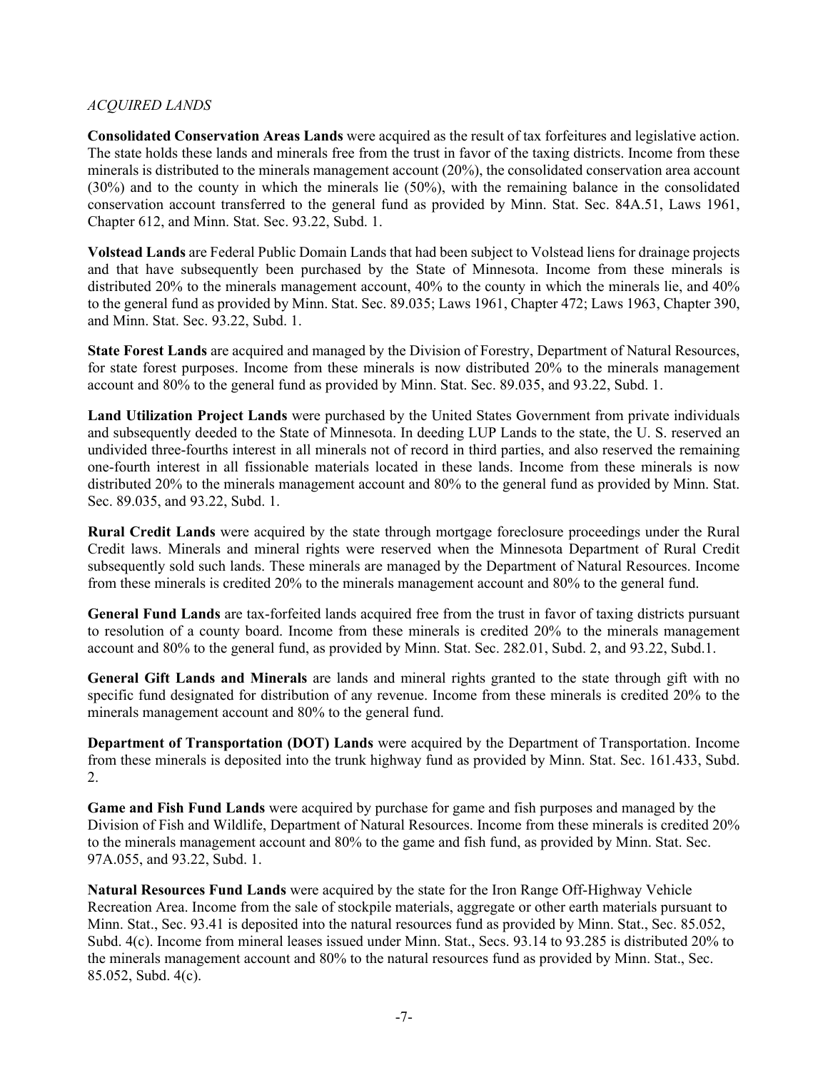*ACQUIRED LANDS*

**Consolidated Conservation Areas Lands** were acquired as the result of tax forfeitures and legislative action. The state holds these lands and minerals free from the trust in favor of the taxing districts. Income from these minerals is distributed to the minerals management account (20%), the consolidated conservation area account (30%) and to the county in which the minerals lie (50%), with the remaining balance in the consolidated conservation account transferred to the general fund as provided by Minn. Stat. Sec. 84A.51, Laws 1961, Chapter 612, and Minn. Stat. Sec. 93.22, Subd. 1.

**Volstead Lands** are Federal Public Domain Lands that had been subject to Volstead liens for drainage projects and that have subsequently been purchased by the State of Minnesota. Income from these minerals is distributed 20% to the minerals management account, 40% to the county in which the minerals lie, and 40% to the general fund as provided by Minn. Stat. Sec. 89.035; Laws 1961, Chapter 472; Laws 1963, Chapter 390, and Minn. Stat. Sec. 93.22, Subd. 1.

**State Forest Lands** are acquired and managed by the Division of Forestry, Department of Natural Resources, for state forest purposes. Income from these minerals is now distributed 20% to the minerals management account and 80% to the general fund as provided by Minn. Stat. Sec. 89.035, and 93.22, Subd. 1.

**Land Utilization Project Lands** were purchased by the United States Government from private individuals and subsequently deeded to the State of Minnesota. In deeding LUP Lands to the state, the U. S. reserved an undivided three-fourths interest in all minerals not of record in third parties, and also reserved the remaining one-fourth interest in all fissionable materials located in these lands. Income from these minerals is now distributed 20% to the minerals management account and 80% to the general fund as provided by Minn. Stat. Sec. 89.035, and 93.22, Subd. 1.

**Rural Credit Lands** were acquired by the state through mortgage foreclosure proceedings under the Rural Credit laws. Minerals and mineral rights were reserved when the Minnesota Department of Rural Credit subsequently sold such lands. These minerals are managed by the Department of Natural Resources. Income from these minerals is credited 20% to the minerals management account and 80% to the general fund.

**General Fund Lands** are tax-forfeited lands acquired free from the trust in favor of taxing districts pursuant to resolution of a county board. Income from these minerals is credited 20% to the minerals management account and 80% to the general fund, as provided by Minn. Stat. Sec. 282.01, Subd. 2, and 93.22, Subd.1.

**General Gift Lands and Minerals** are lands and mineral rights granted to the state through gift with no specific fund designated for distribution of any revenue. Income from these minerals is credited 20% to the minerals management account and 80% to the general fund.

**Department of Transportation (DOT) Lands** were acquired by the Department of Transportation. Income from these minerals is deposited into the trunk highway fund as provided by Minn. Stat. Sec. 161.433, Subd. 2.

**Game and Fish Fund Lands** were acquired by purchase for game and fish purposes and managed by the Division of Fish and Wildlife, Department of Natural Resources. Income from these minerals is credited 20% to the minerals management account and 80% to the game and fish fund, as provided by Minn. Stat. Sec. 97A.055, and 93.22, Subd. 1.

**Natural Resources Fund Lands** were acquired by the state for the Iron Range Off-Highway Vehicle Recreation Area. Income from the sale of stockpile materials, aggregate or other earth materials pursuant to Minn. Stat., Sec. 93.41 is deposited into the natural resources fund as provided by Minn. Stat., Sec. 85.052, Subd. 4(c). Income from mineral leases issued under Minn. Stat., Secs. 93.14 to 93.285 is distributed 20% to the minerals management account and 80% to the natural resources fund as provided by Minn. Stat., Sec. 85.052, Subd. 4(c).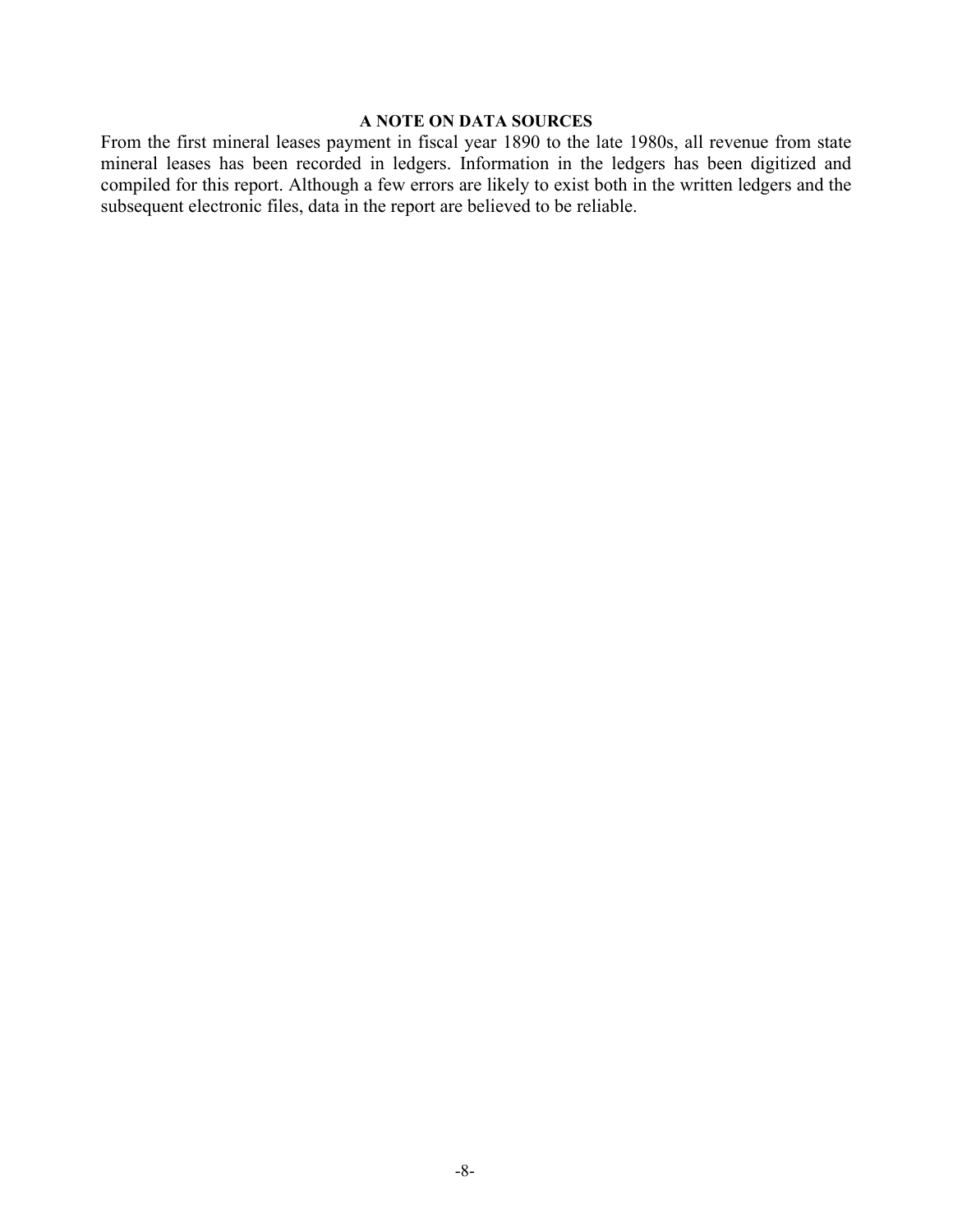## A NOTE ON DATA SOURCES

From the first mineral leases payment in fiscal year 1890 to the late 1980s, all revenue from state mineral leases has been recorded in ledgers. Information in the ledgers has been digitized and compiled for this report. Although a few errors are likely to exist both in the written ledgers and the subsequent electronic files, data in the report are believed to be reliable.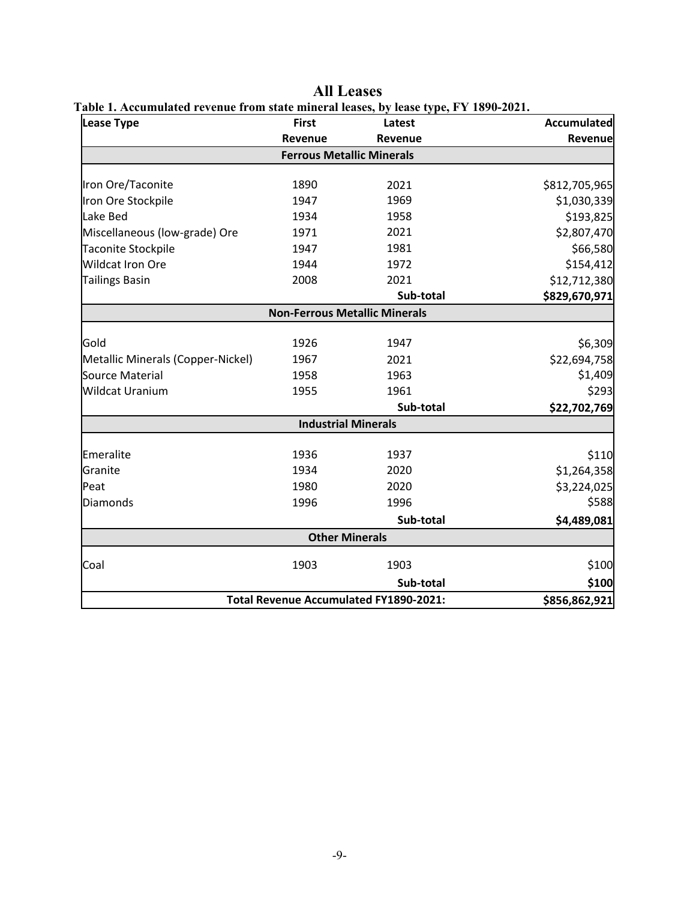# All Leases

**Table 1. Accumulated revenue from state mineral leases, by lease type, FY 1890-2021.**

| Lease Type | First Revenue | Latest Revenue | Accumulated Revenue |
|---|---|---|---|
| **Ferrous Metallic Minerals** | | | |
| Iron Ore/Taconite | 1890 | 2021 | $812,705,965 |
| Iron Ore Stockpile | 1947 | 1969 | $1,030,339 |
| Lake Bed | 1934 | 1958 | $193,825 |
| Miscellaneous (low-grade) Ore | 1971 | 2021 | $2,807,470 |
| Taconite Stockpile | 1947 | 1981 | $66,580 |
| Wildcat Iron Ore | 1944 | 1972 | $154,412 |
| Tailings Basin | 2008 | 2021 | $12,712,380 |
| | | **Sub-total** | **$829,670,971** |
| **Non-Ferrous Metallic Minerals** | | | |
| Gold | 1926 | 1947 | $6,309 |
| Metallic Minerals (Copper-Nickel) | 1967 | 2021 | $22,694,758 |
| Source Material | 1958 | 1963 | $1,409 |
| Wildcat Uranium | 1955 | 1961 | $293 |
| | | **Sub-total** | **$22,702,769** |
| **Industrial Minerals** | | | |
| Emeralite | 1936 | 1937 | $110 |
| Granite | 1934 | 2020 | $1,264,358 |
| Peat | 1980 | 2020 | $3,224,025 |
| Diamonds | 1996 | 1996 | $588 |
| | | **Sub-total** | **$4,489,081** |
| **Other Minerals** | | | |
| Coal | 1903 | 1903 | $100 |
| | | **Sub-total** | **$100** |
| **Total Revenue Accumulated FY1890-2021:** | | | **$856,862,921** |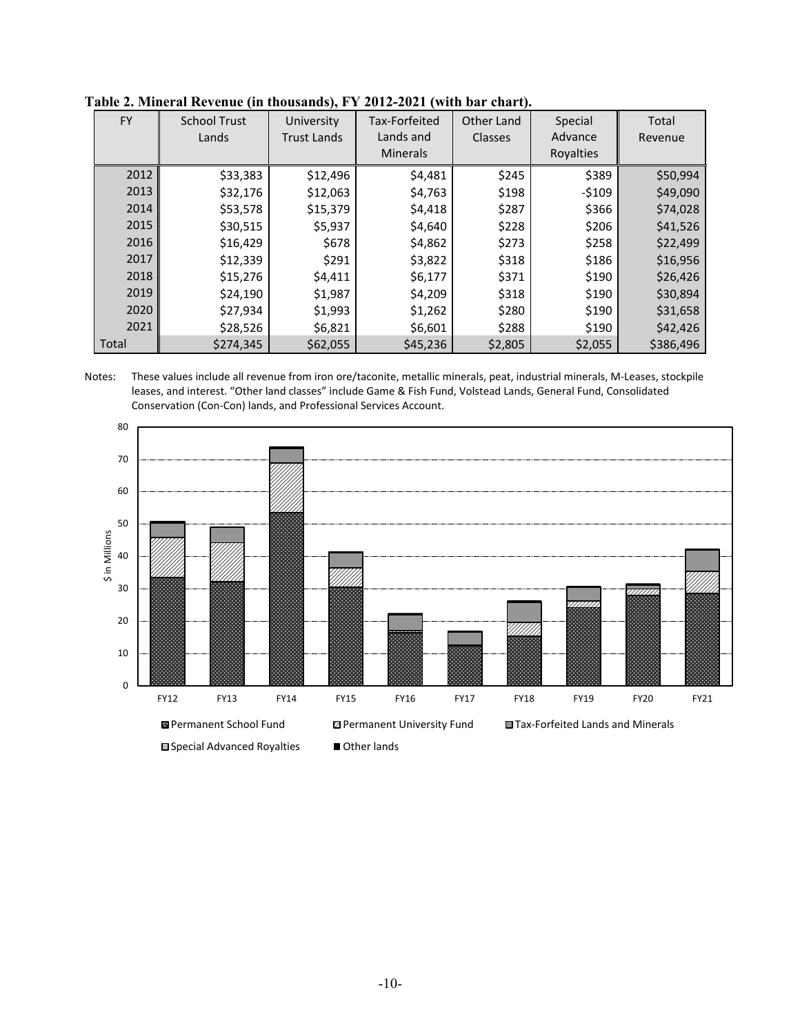**Table 2. Mineral Revenue (in thousands), FY 2012-2021 (with bar chart).**

| FY | School Trust Lands | University Trust Lands | Tax-Forfeited Lands and Minerals | Other Land Classes | Special Advance Royalties | Total Revenue |
|---|---|---|---|---|---|---|
| 2012 | $33,383 | $12,496 | $4,481 | $245 | $389 | $50,994 |
| 2013 | $32,176 | $12,063 | $4,763 | $198 | -$109 | $49,090 |
| 2014 | $53,578 | $15,379 | $4,418 | $287 | $366 | $74,028 |
| 2015 | $30,515 | $5,937 | $4,640 | $228 | $206 | $41,526 |
| 2016 | $16,429 | $678 | $4,862 | $273 | $258 | $22,499 |
| 2017 | $12,339 | $291 | $3,822 | $318 | $186 | $16,956 |
| 2018 | $15,276 | $4,411 | $6,177 | $371 | $190 | $26,426 |
| 2019 | $24,190 | $1,987 | $4,209 | $318 | $190 | $30,894 |
| 2020 | $27,934 | $1,993 | $1,262 | $280 | $190 | $31,658 |
| 2021 | $28,526 | $6,821 | $6,601 | $288 | $190 | $42,426 |
| Total | $274,345 | $62,055 | $45,236 | $2,805 | $2,055 | $386,496 |

Notes: These values include all revenue from iron ore/taconite, metallic minerals, peat, industrial minerals, M-Leases, stockpile leases, and interest. "Other land classes" include Game & Fish Fund, Volstead Lands, General Fund, Consolidated Conservation (Con-Con) lands, and Professional Services Account.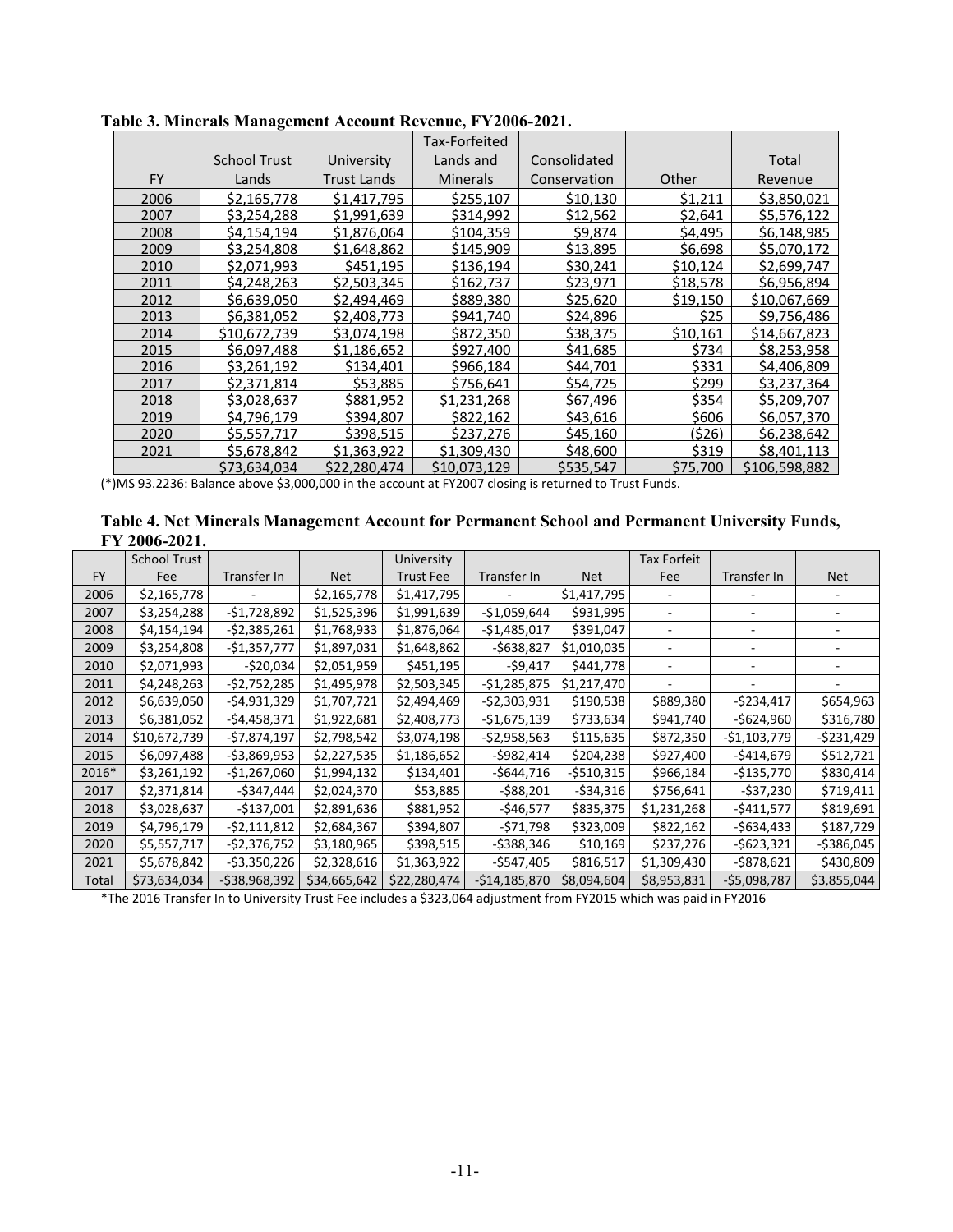**Table 3. Minerals Management Account Revenue, FY2006-2021.**

| FY | School Trust Lands | University Trust Lands | Tax-Forfeited Lands and Minerals | Consolidated Conservation | Other | Total Revenue |
|---|---|---|---|---|---|---|
| 2006 | $2,165,778 | $1,417,795 | $255,107 | $10,130 | $1,211 | $3,850,021 |
| 2007 | $3,254,288 | $1,991,639 | $314,992 | $12,562 | $2,641 | $5,576,122 |
| 2008 | $4,154,194 | $1,876,064 | $104,359 | $9,874 | $4,495 | $6,148,985 |
| 2009 | $3,254,808 | $1,648,862 | $145,909 | $13,895 | $6,698 | $5,070,172 |
| 2010 | $2,071,993 | $451,195 | $136,194 | $30,241 | $10,124 | $2,699,747 |
| 2011 | $4,248,263 | $2,503,345 | $162,737 | $23,971 | $18,578 | $6,956,894 |
| 2012 | $6,639,050 | $2,494,469 | $889,380 | $25,620 | $19,150 | $10,067,669 |
| 2013 | $6,381,052 | $2,408,773 | $941,740 | $24,896 | $25 | $9,756,486 |
| 2014 | $10,672,739 | $3,074,198 | $872,350 | $38,375 | $10,161 | $14,667,823 |
| 2015 | $6,097,488 | $1,186,652 | $927,400 | $41,685 | $734 | $8,253,958 |
| 2016 | $3,261,192 | $134,401 | $966,184 | $44,701 | $331 | $4,406,809 |
| 2017 | $2,371,814 | $53,885 | $756,641 | $54,725 | $299 | $3,237,364 |
| 2018 | $3,028,637 | $881,952 | $1,231,268 | $67,496 | $354 | $5,209,707 |
| 2019 | $4,796,179 | $394,807 | $822,162 | $43,616 | $606 | $6,057,370 |
| 2020 | $5,557,717 | $398,515 | $237,276 | $45,160 | ($26) | $6,238,642 |
| 2021 | $5,678,842 | $1,363,922 | $1,309,430 | $48,600 | $319 | $8,401,113 |
| | $73,634,034 | $22,280,474 | $10,073,129 | $535,547 | $75,700 | $106,598,882 |

(*)MS 93.2236: Balance above $3,000,000 in the account at FY2007 closing is returned to Trust Funds.

**Table 4. Net Minerals Management Account for Permanent School and Permanent University Funds, FY 2006-2021.**

| FY | School Trust Fee | Transfer In | Net | University Trust Fee | Transfer In | Net | Tax Forfeit Fee | Transfer In | Net |
|---|---|---|---|---|---|---|---|---|---|
| 2006 | $2,165,778 | - | $2,165,778 | $1,417,795 | - | $1,417,795 | - | - | - |
| 2007 | $3,254,288 | -$1,728,892 | $1,525,396 | $1,991,639 | -$1,059,644 | $931,995 | - | - | - |
| 2008 | $4,154,194 | -$2,385,261 | $1,768,933 | $1,876,064 | -$1,485,017 | $391,047 | - | - | - |
| 2009 | $3,254,808 | -$1,357,777 | $1,897,031 | $1,648,862 | -$638,827 | $1,010,035 | - | - | - |
| 2010 | $2,071,993 | -$20,034 | $2,051,959 | $451,195 | -$9,417 | $441,778 | - | - | - |
| 2011 | $4,248,263 | -$2,752,285 | $1,495,978 | $2,503,345 | -$1,285,875 | $1,217,470 | - | - | - |
| 2012 | $6,639,050 | -$4,931,329 | $1,707,721 | $2,494,469 | -$2,303,931 | $190,538 | $889,380 | -$234,417 | $654,963 |
| 2013 | $6,381,052 | -$4,458,371 | $1,922,681 | $2,408,773 | -$1,675,139 | $733,634 | $941,740 | -$624,960 | $316,780 |
| 2014 | $10,672,739 | -$7,874,197 | $2,798,542 | $3,074,198 | -$2,958,563 | $115,635 | $872,350 | -$1,103,779 | -$231,429 |
| 2015 | $6,097,488 | -$3,869,953 | $2,227,535 | $1,186,652 | -$982,414 | $204,238 | $927,400 | -$414,679 | $512,721 |
| 2016* | $3,261,192 | -$1,267,060 | $1,994,132 | $134,401 | -$644,716 | -$510,315 | $966,184 | -$135,770 | $830,414 |
| 2017 | $2,371,814 | -$347,444 | $2,024,370 | $53,885 | -$88,201 | -$34,316 | $756,641 | -$37,230 | $719,411 |
| 2018 | $3,028,637 | -$137,001 | $2,891,636 | $881,952 | -$46,577 | $835,375 | $1,231,268 | -$411,577 | $819,691 |
| 2019 | $4,796,179 | -$2,111,812 | $2,684,367 | $394,807 | -$71,798 | $323,009 | $822,162 | -$634,433 | $187,729 |
| 2020 | $5,557,717 | -$2,376,752 | $3,180,965 | $398,515 | -$388,346 | $10,169 | $237,276 | -$623,321 | -$386,045 |
| 2021 | $5,678,842 | -$3,350,226 | $2,328,616 | $1,363,922 | -$547,405 | $816,517 | $1,309,430 | -$878,621 | $430,809 |
| Total | $73,634,034 | -$38,968,392 | $34,665,642 | $22,280,474 | -$14,185,870 | $8,094,604 | $8,953,831 | -$5,098,787 | $3,855,044 |

*The 2016 Transfer In to University Trust Fee includes a $323,064 adjustment from FY2015 which was paid in FY2016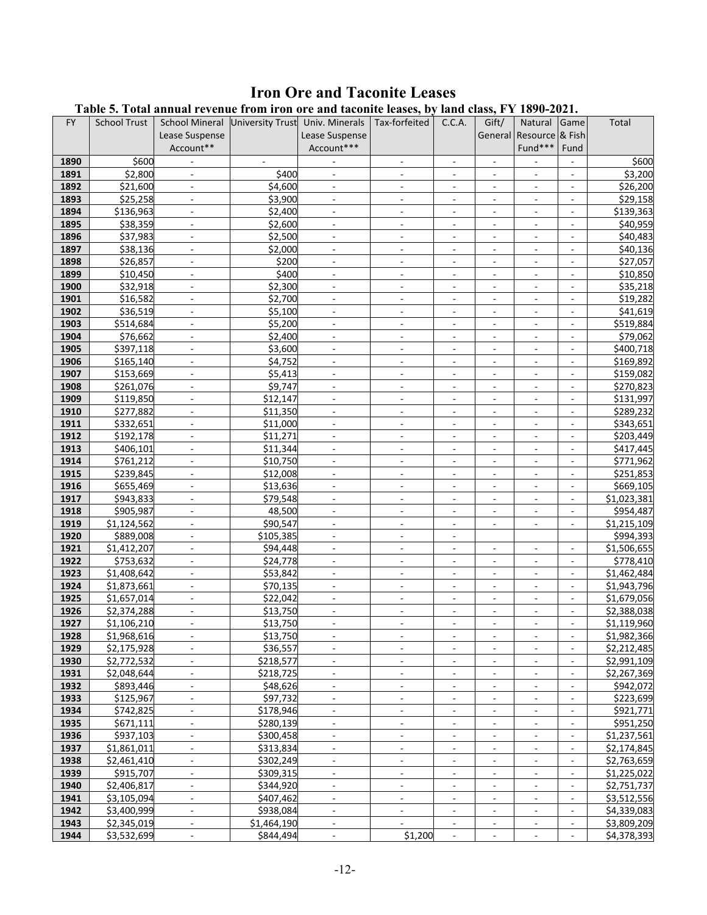# Iron Ore and Taconite Leases

**Table 5. Total annual revenue from iron ore and taconite leases, by land class, FY 1890-2021.**

| FY | School Trust | School Mineral Lease Suspense Account** | University Trust | Univ. Minerals Lease Suspense Account*** | Tax-forfeited | C.C.A. | Gift/ General | Natural Resource Fund*** | Game & Fish Fund | Total |
|---|---|---|---|---|---|---|---|---|---|---|
| **1890** | $600 | - | - | - | - | - | - | - | - | $600 |
| **1891** | $2,800 | - | $400 | - | - | - | - | - | - | $3,200 |
| **1892** | $21,600 | - | $4,600 | - | - | - | - | - | - | $26,200 |
| **1893** | $25,258 | - | $3,900 | - | - | - | - | - | - | $29,158 |
| **1894** | $136,963 | - | $2,400 | - | - | - | - | - | - | $139,363 |
| **1895** | $38,359 | - | $2,600 | - | - | - | - | - | - | $40,959 |
| **1896** | $37,983 | - | $2,500 | - | - | - | - | - | - | $40,483 |
| **1897** | $38,136 | - | $2,000 | - | - | - | - | - | - | $40,136 |
| **1898** | $26,857 | - | $200 | - | - | - | - | - | - | $27,057 |
| **1899** | $10,450 | - | $400 | - | - | - | - | - | - | $10,850 |
| **1900** | $32,918 | - | $2,300 | - | - | - | - | - | - | $35,218 |
| **1901** | $16,582 | - | $2,700 | - | - | - | - | - | - | $19,282 |
| **1902** | $36,519 | - | $5,100 | - | - | - | - | - | - | $41,619 |
| **1903** | $514,684 | - | $5,200 | - | - | - | - | - | - | $519,884 |
| **1904** | $76,662 | - | $2,400 | - | - | - | - | - | - | $79,062 |
| **1905** | $397,118 | - | $3,600 | - | - | - | - | - | - | $400,718 |
| **1906** | $165,140 | - | $4,752 | - | - | - | - | - | - | $169,892 |
| **1907** | $153,669 | - | $5,413 | - | - | - | - | - | - | $159,082 |
| **1908** | $261,076 | - | $9,747 | - | - | - | - | - | - | $270,823 |
| **1909** | $119,850 | - | $12,147 | - | - | - | - | - | - | $131,997 |
| **1910** | $277,882 | - | $11,350 | - | - | - | - | - | - | $289,232 |
| **1911** | $332,651 | - | $11,000 | - | - | - | - | - | - | $343,651 |
| **1912** | $192,178 | - | $11,271 | - | - | - | - | - | - | $203,449 |
| **1913** | $406,101 | - | $11,344 | - | - | - | - | - | - | $417,445 |
| **1914** | $761,212 | - | $10,750 | - | - | - | - | - | - | $771,962 |
| **1915** | $239,845 | - | $12,008 | - | - | - | - | - | - | $251,853 |
| **1916** | $655,469 | - | $13,636 | - | - | - | - | - | - | $669,105 |
| **1917** | $943,833 | - | $79,548 | - | - | - | - | - | - | $1,023,381 |
| **1918** | $905,987 | - | 48,500 | - | - | - | - | - | - | $954,487 |
| **1919** | $1,124,562 | - | $90,547 | - | - | - | - | - | - | $1,215,109 |
| **1920** | $889,008 | - | $105,385 | - | - | - | | | | $994,393 |
| **1921** | $1,412,207 | - | $94,448 | - | - | - | - | - | - | $1,506,655 |
| **1922** | $753,632 | - | $24,778 | - | - | - | - | - | - | $778,410 |
| **1923** | $1,408,642 | - | $53,842 | - | - | - | - | - | - | $1,462,484 |
| **1924** | $1,873,661 | - | $70,135 | - | - | - | - | - | - | $1,943,796 |
| **1925** | $1,657,014 | - | $22,042 | - | - | - | - | - | - | $1,679,056 |
| **1926** | $2,374,288 | - | $13,750 | - | - | - | - | - | - | $2,388,038 |
| **1927** | $1,106,210 | - | $13,750 | - | - | - | - | - | - | $1,119,960 |
| **1928** | $1,968,616 | - | $13,750 | - | - | - | - | - | - | $1,982,366 |
| **1929** | $2,175,928 | - | $36,557 | - | - | - | - | - | - | $2,212,485 |
| **1930** | $2,772,532 | - | $218,577 | - | - | - | - | - | - | $2,991,109 |
| **1931** | $2,048,644 | - | $218,725 | - | - | - | - | - | - | $2,267,369 |
| **1932** | $893,446 | - | $48,626 | - | - | - | - | - | - | $942,072 |
| **1933** | $125,967 | - | $97,732 | - | - | - | - | - | - | $223,699 |
| **1934** | $742,825 | - | $178,946 | - | - | - | - | - | - | $921,771 |
| **1935** | $671,111 | - | $280,139 | - | - | - | - | - | - | $951,250 |
| **1936** | $937,103 | - | $300,458 | - | - | - | - | - | - | $1,237,561 |
| **1937** | $1,861,011 | - | $313,834 | - | - | - | - | - | - | $2,174,845 |
| **1938** | $2,461,410 | - | $302,249 | - | - | - | - | - | - | $2,763,659 |
| **1939** | $915,707 | - | $309,315 | - | - | - | - | - | - | $1,225,022 |
| **1940** | $2,406,817 | - | $344,920 | - | - | - | - | - | - | $2,751,737 |
| **1941** | $3,105,094 | - | $407,462 | - | - | - | - | - | - | $3,512,556 |
| **1942** | $3,400,999 | - | $938,084 | - | - | - | - | - | - | $4,339,083 |
| **1943** | $2,345,019 | - | $1,464,190 | - | - | - | - | - | - | $3,809,209 |
| **1944** | $3,532,699 | - | $844,494 | - | $1,200 | - | - | - | - | $4,378,393 |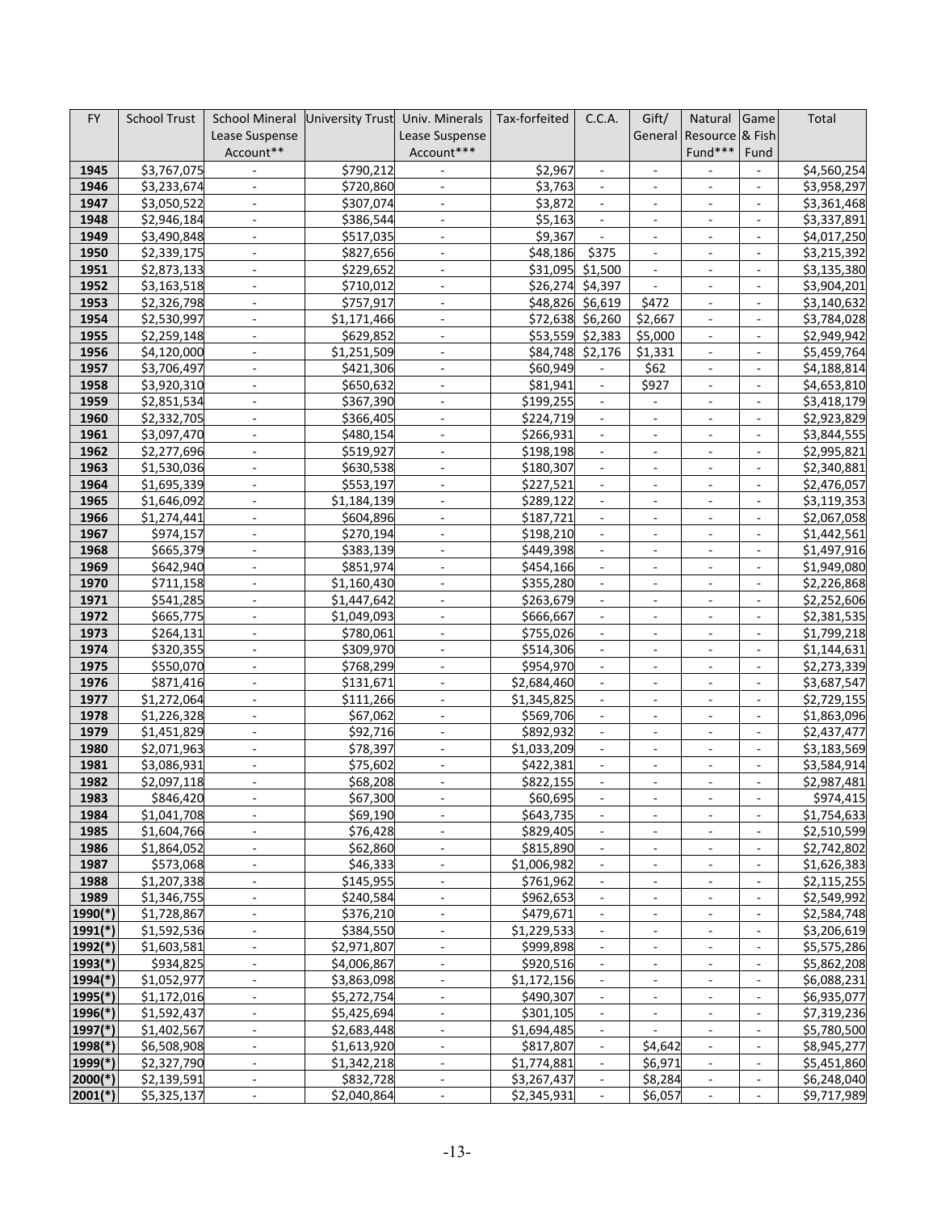| FY | School Trust | School Mineral Lease Suspense Account** | University Trust | Univ. Minerals Lease Suspense Account*** | Tax-forfeited | C.C.A. | Gift/ General | Natural Resource Fund*** | Game & Fish Fund | Total |
|---|---|---|---|---|---|---|---|---|---|---|
| 1945 | $3,767,075 | - | $790,212 | - | $2,967 | - | - | - | - | $4,560,254 |
| 1946 | $3,233,674 | - | $720,860 | - | $3,763 | - | - | - | - | $3,958,297 |
| 1947 | $3,050,522 | - | $307,074 | - | $3,872 | - | - | - | - | $3,361,468 |
| 1948 | $2,946,184 | - | $386,544 | - | $5,163 | - | - | - | - | $3,337,891 |
| 1949 | $3,490,848 | - | $517,035 | - | $9,367 | - | - | - | - | $4,017,250 |
| 1950 | $2,339,175 | - | $827,656 | - | $48,186 | $375 | - | - | - | $3,215,392 |
| 1951 | $2,873,133 | - | $229,652 | - | $31,095 | $1,500 | - | - | - | $3,135,380 |
| 1952 | $3,163,518 | - | $710,012 | - | $26,274 | $4,397 | - | - | - | $3,904,201 |
| 1953 | $2,326,798 | - | $757,917 | - | $48,826 | $6,619 | $472 | - | - | $3,140,632 |
| 1954 | $2,530,997 | - | $1,171,466 | - | $72,638 | $6,260 | $2,667 | - | - | $3,784,028 |
| 1955 | $2,259,148 | - | $629,852 | - | $53,559 | $2,383 | $5,000 | - | - | $2,949,942 |
| 1956 | $4,120,000 | - | $1,251,509 | - | $84,748 | $2,176 | $1,331 | - | - | $5,459,764 |
| 1957 | $3,706,497 | - | $421,306 | - | $60,949 | - | $62 | - | - | $4,188,814 |
| 1958 | $3,920,310 | - | $650,632 | - | $81,941 | - | $927 | - | - | $4,653,810 |
| 1959 | $2,851,534 | - | $367,390 | - | $199,255 | - | - | - | - | $3,418,179 |
| 1960 | $2,332,705 | - | $366,405 | - | $224,719 | - | - | - | - | $2,923,829 |
| 1961 | $3,097,470 | - | $480,154 | - | $266,931 | - | - | - | - | $3,844,555 |
| 1962 | $2,277,696 | - | $519,927 | - | $198,198 | - | - | - | - | $2,995,821 |
| 1963 | $1,530,036 | - | $630,538 | - | $180,307 | - | - | - | - | $2,340,881 |
| 1964 | $1,695,339 | - | $553,197 | - | $227,521 | - | - | - | - | $2,476,057 |
| 1965 | $1,646,092 | - | $1,184,139 | - | $289,122 | - | - | - | - | $3,119,353 |
| 1966 | $1,274,441 | - | $604,896 | - | $187,721 | - | - | - | - | $2,067,058 |
| 1967 | $974,157 | - | $270,194 | - | $198,210 | - | - | - | - | $1,442,561 |
| 1968 | $665,379 | - | $383,139 | - | $449,398 | - | - | - | - | $1,497,916 |
| 1969 | $642,940 | - | $851,974 | - | $454,166 | - | - | - | - | $1,949,080 |
| 1970 | $711,158 | - | $1,160,430 | - | $355,280 | - | - | - | - | $2,226,868 |
| 1971 | $541,285 | - | $1,447,642 | - | $263,679 | - | - | - | - | $2,252,606 |
| 1972 | $665,775 | - | $1,049,093 | - | $666,667 | - | - | - | - | $2,381,535 |
| 1973 | $264,131 | - | $780,061 | - | $755,026 | - | - | - | - | $1,799,218 |
| 1974 | $320,355 | - | $309,970 | - | $514,306 | - | - | - | - | $1,144,631 |
| 1975 | $550,070 | - | $768,299 | - | $954,970 | - | - | - | - | $2,273,339 |
| 1976 | $871,416 | - | $131,671 | - | $2,684,460 | - | - | - | - | $3,687,547 |
| 1977 | $1,272,064 | - | $111,266 | - | $1,345,825 | - | - | - | - | $2,729,155 |
| 1978 | $1,226,328 | - | $67,062 | - | $569,706 | - | - | - | - | $1,863,096 |
| 1979 | $1,451,829 | - | $92,716 | - | $892,932 | - | - | - | - | $2,437,477 |
| 1980 | $2,071,963 | - | $78,397 | - | $1,033,209 | - | - | - | - | $3,183,569 |
| 1981 | $3,086,931 | - | $75,602 | - | $422,381 | - | - | - | - | $3,584,914 |
| 1982 | $2,097,118 | - | $68,208 | - | $822,155 | - | - | - | - | $2,987,481 |
| 1983 | $846,420 | - | $67,300 | - | $60,695 | - | - | - | - | $974,415 |
| 1984 | $1,041,708 | - | $69,190 | - | $643,735 | - | - | - | - | $1,754,633 |
| 1985 | $1,604,766 | - | $76,428 | - | $829,405 | - | - | - | - | $2,510,599 |
| 1986 | $1,864,052 | - | $62,860 | - | $815,890 | - | - | - | - | $2,742,802 |
| 1987 | $573,068 | - | $46,333 | - | $1,006,982 | - | - | - | - | $1,626,383 |
| 1988 | $1,207,338 | - | $145,955 | - | $761,962 | - | - | - | - | $2,115,255 |
| 1989 | $1,346,755 | - | $240,584 | - | $962,653 | - | - | - | - | $2,549,992 |
| 1990(*) | $1,728,867 | - | $376,210 | - | $479,671 | - | - | - | - | $2,584,748 |
| 1991(*) | $1,592,536 | - | $384,550 | - | $1,229,533 | - | - | - | - | $3,206,619 |
| 1992(*) | $1,603,581 | - | $2,971,807 | - | $999,898 | - | - | - | - | $5,575,286 |
| 1993(*) | $934,825 | - | $4,006,867 | - | $920,516 | - | - | - | - | $5,862,208 |
| 1994(*) | $1,052,977 | - | $3,863,098 | - | $1,172,156 | - | - | - | - | $6,088,231 |
| 1995(*) | $1,172,016 | - | $5,272,754 | - | $490,307 | - | - | - | - | $6,935,077 |
| 1996(*) | $1,592,437 | - | $5,425,694 | - | $301,105 | - | - | - | - | $7,319,236 |
| 1997(*) | $1,402,567 | - | $2,683,448 | - | $1,694,485 | - | - | - | - | $5,780,500 |
| 1998(*) | $6,508,908 | - | $1,613,920 | - | $817,807 | - | $4,642 | - | - | $8,945,277 |
| 1999(*) | $2,327,790 | - | $1,342,218 | - | $1,774,881 | - | $6,971 | - | - | $5,451,860 |
| 2000(*) | $2,139,591 | - | $832,728 | - | $3,267,437 | - | $8,284 | - | - | $6,248,040 |
| 2001(*) | $5,325,137 | - | $2,040,864 | - | $2,345,931 | - | $6,057 | - | - | $9,717,989 |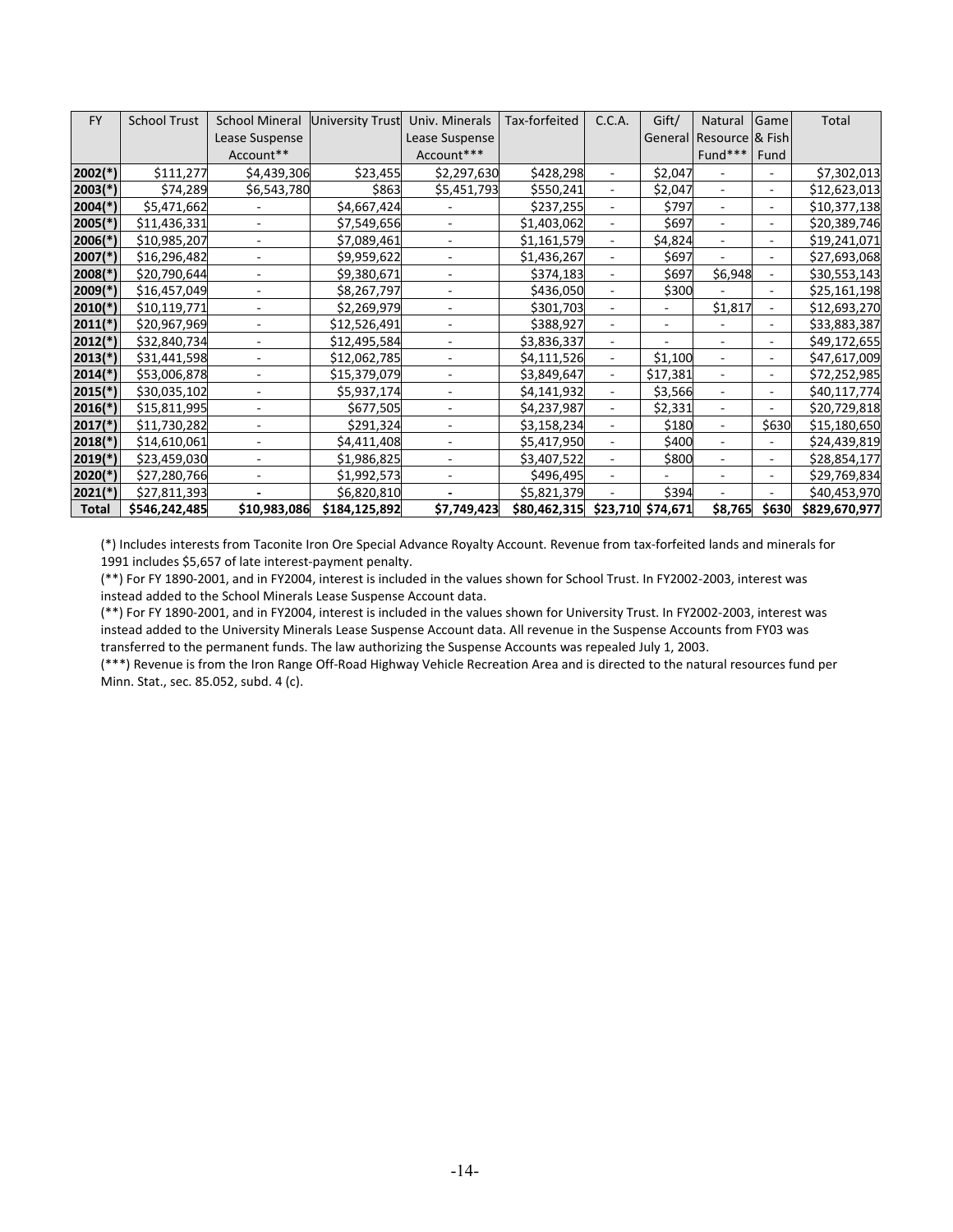| FY | School Trust | School Mineral Lease Suspense Account** | University Trust | Univ. Minerals Lease Suspense Account*** | Tax-forfeited | C.C.A. | Gift/ General | Natural Resource Fund*** | Game & Fish Fund | Total |
|---|---|---|---|---|---|---|---|---|---|---|
| **2002(*)** | $111,277 | $4,439,306 | $23,455 | $2,297,630 | $428,298 | - | $2,047 | - | - | $7,302,013 |
| **2003(*)** | $74,289 | $6,543,780 | $863 | $5,451,793 | $550,241 | - | $2,047 | - | - | $12,623,013 |
| **2004(*)** | $5,471,662 | - | $4,667,424 | - | $237,255 | - | $797 | - | - | $10,377,138 |
| **2005(*)** | $11,436,331 | - | $7,549,656 | - | $1,403,062 | - | $697 | - | - | $20,389,746 |
| **2006(*)** | $10,985,207 | - | $7,089,461 | - | $1,161,579 | - | $4,824 | - | - | $19,241,071 |
| **2007(*)** | $16,296,482 | - | $9,959,622 | - | $1,436,267 | - | $697 | - | - | $27,693,068 |
| **2008(*)** | $20,790,644 | - | $9,380,671 | - | $374,183 | - | $697 | $6,948 | - | $30,553,143 |
| **2009(*)** | $16,457,049 | - | $8,267,797 | - | $436,050 | - | $300 | - | - | $25,161,198 |
| **2010(*)** | $10,119,771 | - | $2,269,979 | - | $301,703 | - | - | $1,817 | - | $12,693,270 |
| **2011(*)** | $20,967,969 | - | $12,526,491 | - | $388,927 | - | - | - | - | $33,883,387 |
| **2012(*)** | $32,840,734 | - | $12,495,584 | - | $3,836,337 | - | - | - | - | $49,172,655 |
| **2013(*)** | $31,441,598 | - | $12,062,785 | - | $4,111,526 | - | $1,100 | - | - | $47,617,009 |
| **2014(*)** | $53,006,878 | - | $15,379,079 | - | $3,849,647 | - | $17,381 | - | - | $72,252,985 |
| **2015(*)** | $30,035,102 | - | $5,937,174 | - | $4,141,932 | - | $3,566 | - | - | $40,117,774 |
| **2016(*)** | $15,811,995 | - | $677,505 | - | $4,237,987 | - | $2,331 | - | - | $20,729,818 |
| **2017(*)** | $11,730,282 | - | $291,324 | - | $3,158,234 | - | $180 | - | $630 | $15,180,650 |
| **2018(*)** | $14,610,061 | - | $4,411,408 | - | $5,417,950 | - | $400 | - | - | $24,439,819 |
| **2019(*)** | $23,459,030 | - | $1,986,825 | - | $3,407,522 | - | $800 | - | - | $28,854,177 |
| **2020(*)** | $27,280,766 | - | $1,992,573 | - | $496,495 | - | - | - | - | $29,769,834 |
| **2021(*)** | $27,811,393 | - | $6,820,810 | - | $5,821,379 | - | $394 | - | - | $40,453,970 |
| **Total** | **$546,242,485** | **$10,983,086** | **$184,125,892** | **$7,749,423** | **$80,462,315** | **$23,710** | **$74,671** | **$8,765** | **$630** | **$829,670,977** |

(*) Includes interests from Taconite Iron Ore Special Advance Royalty Account. Revenue from tax-forfeited lands and minerals for 1991 includes $5,657 of late interest-payment penalty.

(**) For FY 1890-2001, and in FY2004, interest is included in the values shown for School Trust. In FY2002-2003, interest was instead added to the School Minerals Lease Suspense Account data.

(**) For FY 1890-2001, and in FY2004, interest is included in the values shown for University Trust. In FY2002-2003, interest was instead added to the University Minerals Lease Suspense Account data. All revenue in the Suspense Accounts from FY03 was transferred to the permanent funds. The law authorizing the Suspense Accounts was repealed July 1, 2003.

(***) Revenue is from the Iron Range Off-Road Highway Vehicle Recreation Area and is directed to the natural resources fund per Minn. Stat., sec. 85.052, subd. 4 (c).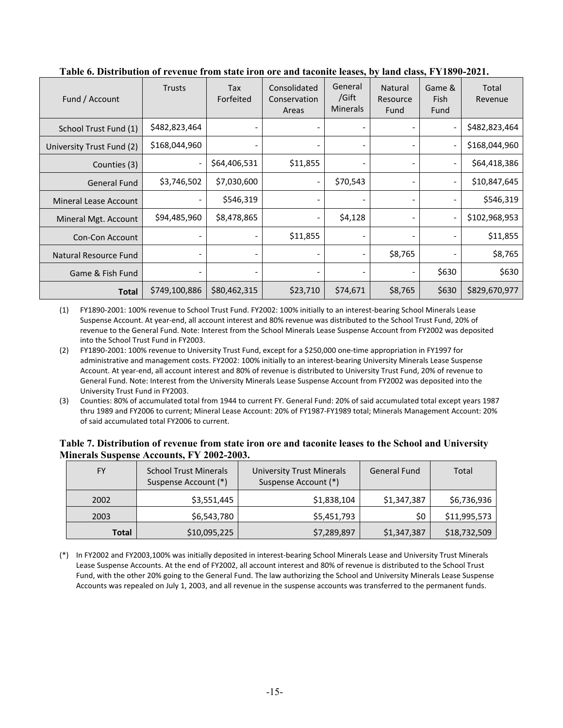**Table 6. Distribution of revenue from state iron ore and taconite leases, by land class, FY1890-2021.**

| Fund / Account | Trusts | Tax Forfeited | Consolidated Conservation Areas | General /Gift Minerals | Natural Resource Fund | Game & Fish Fund | Total Revenue |
|---|---|---|---|---|---|---|---|
| School Trust Fund (1) | $482,823,464 | - | - | - | - | - | $482,823,464 |
| University Trust Fund (2) | $168,044,960 | - | - | - | - | - | $168,044,960 |
| Counties (3) | - | $64,406,531 | $11,855 | - | - | - | $64,418,386 |
| General Fund | $3,746,502 | $7,030,600 | - | $70,543 | - | - | $10,847,645 |
| Mineral Lease Account | - | $546,319 | - | - | - | - | $546,319 |
| Mineral Mgt. Account | $94,485,960 | $8,478,865 | - | $4,128 | - | - | $102,968,953 |
| Con-Con Account | - | - | $11,855 | - | - | - | $11,855 |
| Natural Resource Fund | - | - | - | - | $8,765 | - | $8,765 |
| Game & Fish Fund | - | - | - | - | - | $630 | $630 |
| **Total** | $749,100,886 | $80,462,315 | $23,710 | $74,671 | $8,765 | $630 | $829,670,977 |

(1) FY1890-2001: 100% revenue to School Trust Fund. FY2002: 100% initially to an interest-bearing School Minerals Lease Suspense Account. At year-end, all account interest and 80% revenue was distributed to the School Trust Fund, 20% of revenue to the General Fund. Note: Interest from the School Minerals Lease Suspense Account from FY2002 was deposited into the School Trust Fund in FY2003.

(2) FY1890-2001: 100% revenue to University Trust Fund, except for a $250,000 one-time appropriation in FY1997 for administrative and management costs. FY2002: 100% initially to an interest-bearing University Minerals Lease Suspense Account. At year-end, all account interest and 80% of revenue is distributed to University Trust Fund, 20% of revenue to General Fund. Note: Interest from the University Minerals Lease Suspense Account from FY2002 was deposited into the University Trust Fund in FY2003.

(3) Counties: 80% of accumulated total from 1944 to current FY. General Fund: 20% of said accumulated total except years 1987 thru 1989 and FY2006 to current; Mineral Lease Account: 20% of FY1987-FY1989 total; Minerals Management Account: 20% of said accumulated total FY2006 to current.

**Table 7. Distribution of revenue from state iron ore and taconite leases to the School and University Minerals Suspense Accounts, FY 2002-2003.**

| FY | School Trust Minerals Suspense Account (*) | University Trust Minerals Suspense Account (*) | General Fund | Total |
|---|---|---|---|---|
| 2002 | $3,551,445 | $1,838,104 | $1,347,387 | $6,736,936 |
| 2003 | $6,543,780 | $5,451,793 | $0 | $11,995,573 |
| **Total** | $10,095,225 | $7,289,897 | $1,347,387 | $18,732,509 |

(*) In FY2002 and FY2003,100% was initially deposited in interest-bearing School Minerals Lease and University Trust Minerals Lease Suspense Accounts. At the end of FY2002, all account interest and 80% of revenue is distributed to the School Trust Fund, with the other 20% going to the General Fund. The law authorizing the School and University Minerals Lease Suspense Accounts was repealed on July 1, 2003, and all revenue in the suspense accounts was transferred to the permanent funds.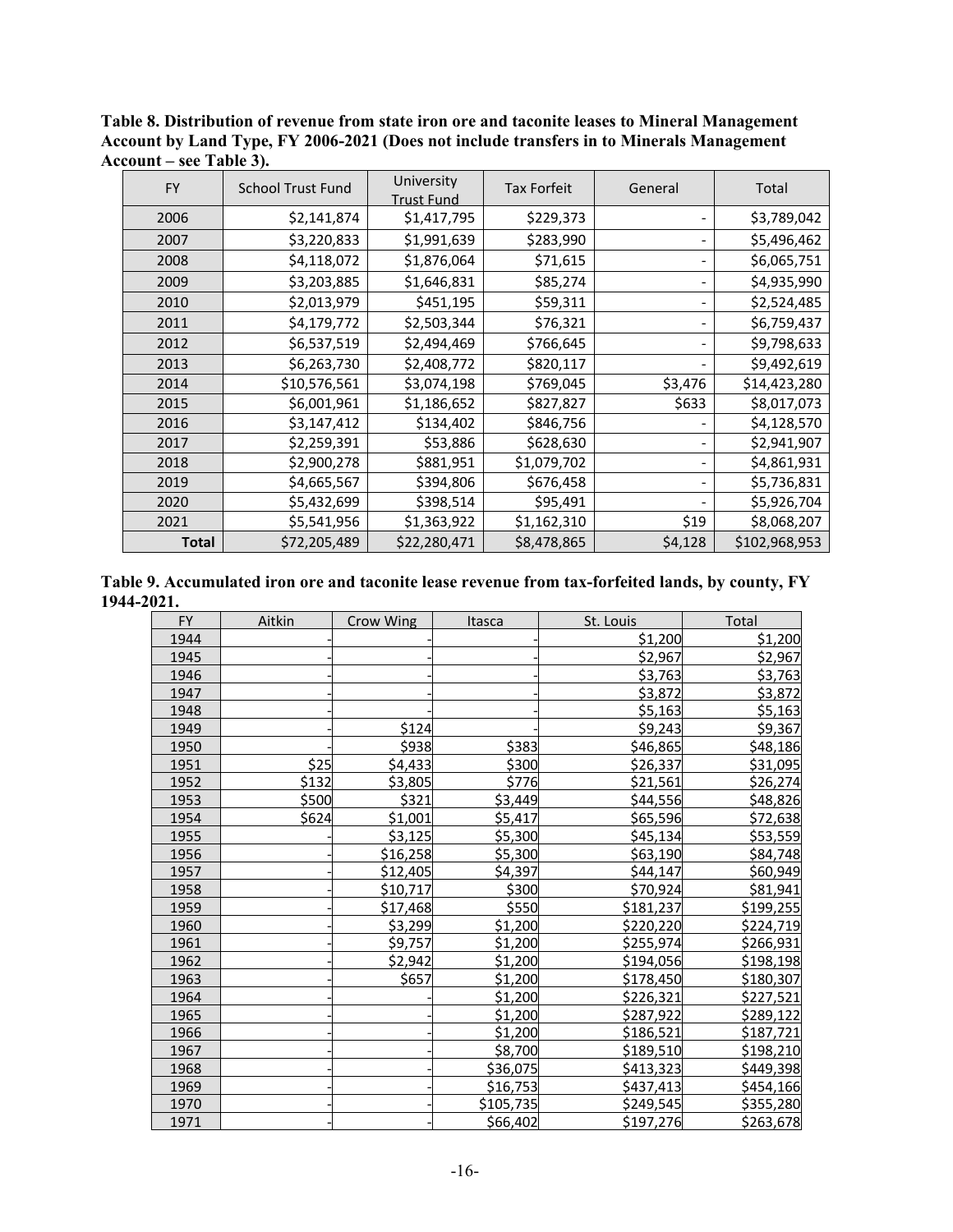**Table 8. Distribution of revenue from state iron ore and taconite leases to Mineral Management Account by Land Type, FY 2006-2021 (Does not include transfers in to Minerals Management Account – see Table 3).**

| FY | School Trust Fund | University Trust Fund | Tax Forfeit | General | Total |
|---|---|---|---|---|---|
| 2006 | $2,141,874 | $1,417,795 | $229,373 | - | $3,789,042 |
| 2007 | $3,220,833 | $1,991,639 | $283,990 | - | $5,496,462 |
| 2008 | $4,118,072 | $1,876,064 | $71,615 | - | $6,065,751 |
| 2009 | $3,203,885 | $1,646,831 | $85,274 | - | $4,935,990 |
| 2010 | $2,013,979 | $451,195 | $59,311 | - | $2,524,485 |
| 2011 | $4,179,772 | $2,503,344 | $76,321 | - | $6,759,437 |
| 2012 | $6,537,519 | $2,494,469 | $766,645 | - | $9,798,633 |
| 2013 | $6,263,730 | $2,408,772 | $820,117 | - | $9,492,619 |
| 2014 | $10,576,561 | $3,074,198 | $769,045 | $3,476 | $14,423,280 |
| 2015 | $6,001,961 | $1,186,652 | $827,827 | $633 | $8,017,073 |
| 2016 | $3,147,412 | $134,402 | $846,756 | - | $4,128,570 |
| 2017 | $2,259,391 | $53,886 | $628,630 | - | $2,941,907 |
| 2018 | $2,900,278 | $881,951 | $1,079,702 | - | $4,861,931 |
| 2019 | $4,665,567 | $394,806 | $676,458 | - | $5,736,831 |
| 2020 | $5,432,699 | $398,514 | $95,491 | - | $5,926,704 |
| 2021 | $5,541,956 | $1,363,922 | $1,162,310 | $19 | $8,068,207 |
| **Total** | $72,205,489 | $22,280,471 | $8,478,865 | $4,128 | $102,968,953 |

**Table 9. Accumulated iron ore and taconite lease revenue from tax-forfeited lands, by county, FY 1944-2021.**

| FY | Aitkin | Crow Wing | Itasca | St. Louis | Total |
|---|---|---|---|---|---|
| 1944 | - | - | - | $1,200 | $1,200 |
| 1945 | - | - | - | $2,967 | $2,967 |
| 1946 | - | - | - | $3,763 | $3,763 |
| 1947 | - | - | - | $3,872 | $3,872 |
| 1948 | - | - | - | $5,163 | $5,163 |
| 1949 | - | $124 | - | $9,243 | $9,367 |
| 1950 | - | $938 | $383 | $46,865 | $48,186 |
| 1951 | $25 | $4,433 | $300 | $26,337 | $31,095 |
| 1952 | $132 | $3,805 | $776 | $21,561 | $26,274 |
| 1953 | $500 | $321 | $3,449 | $44,556 | $48,826 |
| 1954 | $624 | $1,001 | $5,417 | $65,596 | $72,638 |
| 1955 | - | $3,125 | $5,300 | $45,134 | $53,559 |
| 1956 | - | $16,258 | $5,300 | $63,190 | $84,748 |
| 1957 | - | $12,405 | $4,397 | $44,147 | $60,949 |
| 1958 | - | $10,717 | $300 | $70,924 | $81,941 |
| 1959 | - | $17,468 | $550 | $181,237 | $199,255 |
| 1960 | - | $3,299 | $1,200 | $220,220 | $224,719 |
| 1961 | - | $9,757 | $1,200 | $255,974 | $266,931 |
| 1962 | - | $2,942 | $1,200 | $194,056 | $198,198 |
| 1963 | - | $657 | $1,200 | $178,450 | $180,307 |
| 1964 | - | - | $1,200 | $226,321 | $227,521 |
| 1965 | - | - | $1,200 | $287,922 | $289,122 |
| 1966 | - | - | $1,200 | $186,521 | $187,721 |
| 1967 | - | - | $8,700 | $189,510 | $198,210 |
| 1968 | - | - | $36,075 | $413,323 | $449,398 |
| 1969 | - | - | $16,753 | $437,413 | $454,166 |
| 1970 | - | - | $105,735 | $249,545 | $355,280 |
| 1971 | - | - | $66,402 | $197,276 | $263,678 |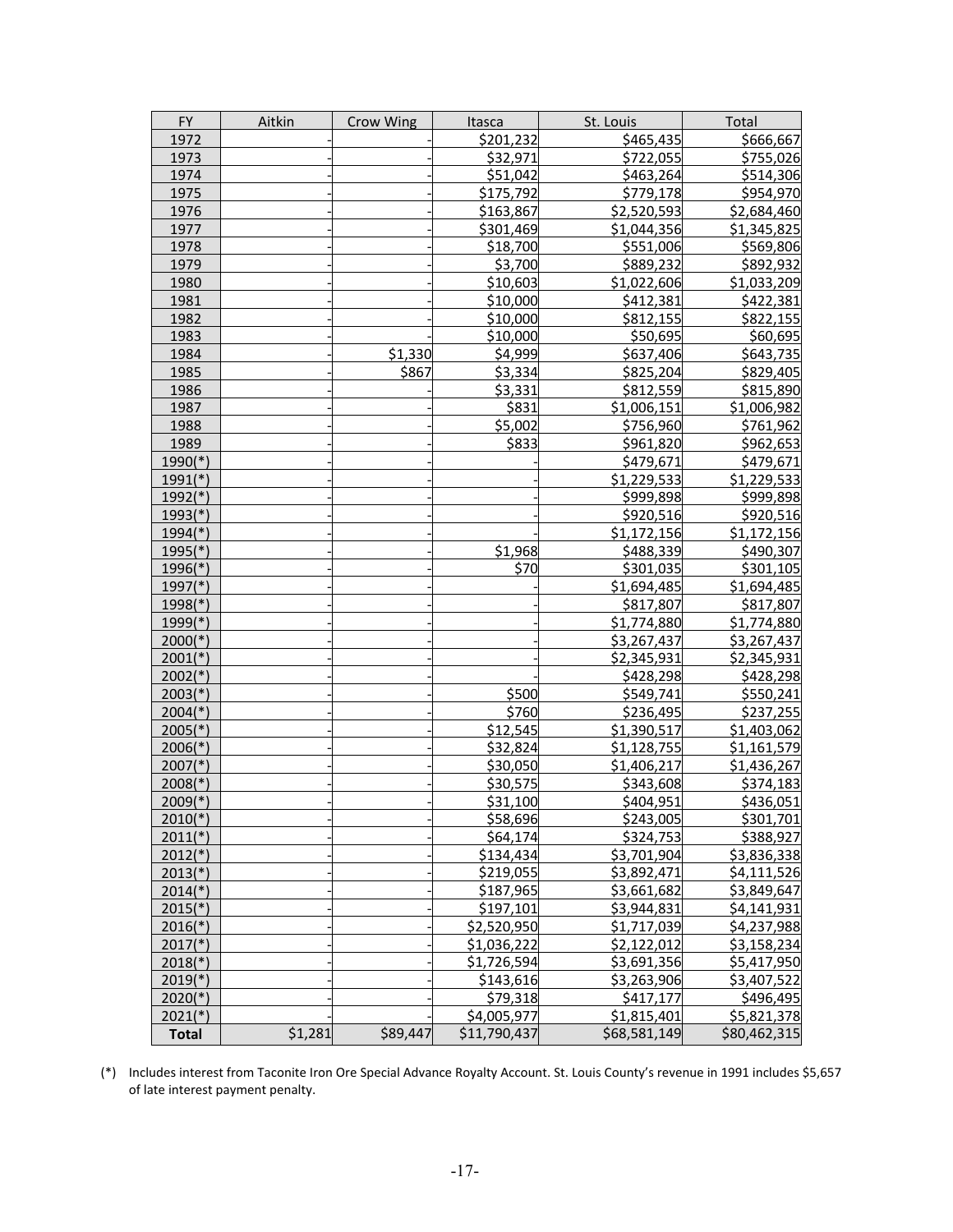| FY | Aitkin | Crow Wing | Itasca | St. Louis | Total |
|---|---|---|---|---|---|
| 1972 | - | - | $201,232 | $465,435 | $666,667 |
| 1973 | - | - | $32,971 | $722,055 | $755,026 |
| 1974 | - | - | $51,042 | $463,264 | $514,306 |
| 1975 | - | - | $175,792 | $779,178 | $954,970 |
| 1976 | - | - | $163,867 | $2,520,593 | $2,684,460 |
| 1977 | - | - | $301,469 | $1,044,356 | $1,345,825 |
| 1978 | - | - | $18,700 | $551,006 | $569,806 |
| 1979 | - | - | $3,700 | $889,232 | $892,932 |
| 1980 | - | - | $10,603 | $1,022,606 | $1,033,209 |
| 1981 | - | - | $10,000 | $412,381 | $422,381 |
| 1982 | - | - | $10,000 | $812,155 | $822,155 |
| 1983 | - | - | $10,000 | $50,695 | $60,695 |
| 1984 | - | $1,330 | $4,999 | $637,406 | $643,735 |
| 1985 | - | $867 | $3,334 | $825,204 | $829,405 |
| 1986 | - | - | $3,331 | $812,559 | $815,890 |
| 1987 | - | - | $831 | $1,006,151 | $1,006,982 |
| 1988 | - | - | $5,002 | $756,960 | $761,962 |
| 1989 | - | - | $833 | $961,820 | $962,653 |
| 1990(*) | - | - | - | $479,671 | $479,671 |
| 1991(*) | - | - | - | $1,229,533 | $1,229,533 |
| 1992(*) | - | - | - | $999,898 | $999,898 |
| 1993(*) | - | - | - | $920,516 | $920,516 |
| 1994(*) | - | - | - | $1,172,156 | $1,172,156 |
| 1995(*) | - | - | $1,968 | $488,339 | $490,307 |
| 1996(*) | - | - | $70 | $301,035 | $301,105 |
| 1997(*) | - | - | - | $1,694,485 | $1,694,485 |
| 1998(*) | - | - | - | $817,807 | $817,807 |
| 1999(*) | - | - | - | $1,774,880 | $1,774,880 |
| 2000(*) | - | - | - | $3,267,437 | $3,267,437 |
| 2001(*) | - | - | - | $2,345,931 | $2,345,931 |
| 2002(*) | - | - | - | $428,298 | $428,298 |
| 2003(*) | - | - | $500 | $549,741 | $550,241 |
| 2004(*) | - | - | $760 | $236,495 | $237,255 |
| 2005(*) | - | - | $12,545 | $1,390,517 | $1,403,062 |
| 2006(*) | - | - | $32,824 | $1,128,755 | $1,161,579 |
| 2007(*) | - | - | $30,050 | $1,406,217 | $1,436,267 |
| 2008(*) | - | - | $30,575 | $343,608 | $374,183 |
| 2009(*) | - | - | $31,100 | $404,951 | $436,051 |
| 2010(*) | - | - | $58,696 | $243,005 | $301,701 |
| 2011(*) | - | - | $64,174 | $324,753 | $388,927 |
| 2012(*) | - | - | $134,434 | $3,701,904 | $3,836,338 |
| 2013(*) | - | - | $219,055 | $3,892,471 | $4,111,526 |
| 2014(*) | - | - | $187,965 | $3,661,682 | $3,849,647 |
| 2015(*) | - | - | $197,101 | $3,944,831 | $4,141,931 |
| 2016(*) | - | - | $2,520,950 | $1,717,039 | $4,237,988 |
| 2017(*) | - | - | $1,036,222 | $2,122,012 | $3,158,234 |
| 2018(*) | - | - | $1,726,594 | $3,691,356 | $5,417,950 |
| 2019(*) | - | - | $143,616 | $3,263,906 | $3,407,522 |
| 2020(*) | - | - | $79,318 | $417,177 | $496,495 |
| 2021(*) | - | - | $4,005,977 | $1,815,401 | $5,821,378 |
| **Total** | $1,281 | $89,447 | $11,790,437 | $68,581,149 | $80,462,315 |

(*) Includes interest from Taconite Iron Ore Special Advance Royalty Account. St. Louis County's revenue in 1991 includes $5,657 of late interest payment penalty.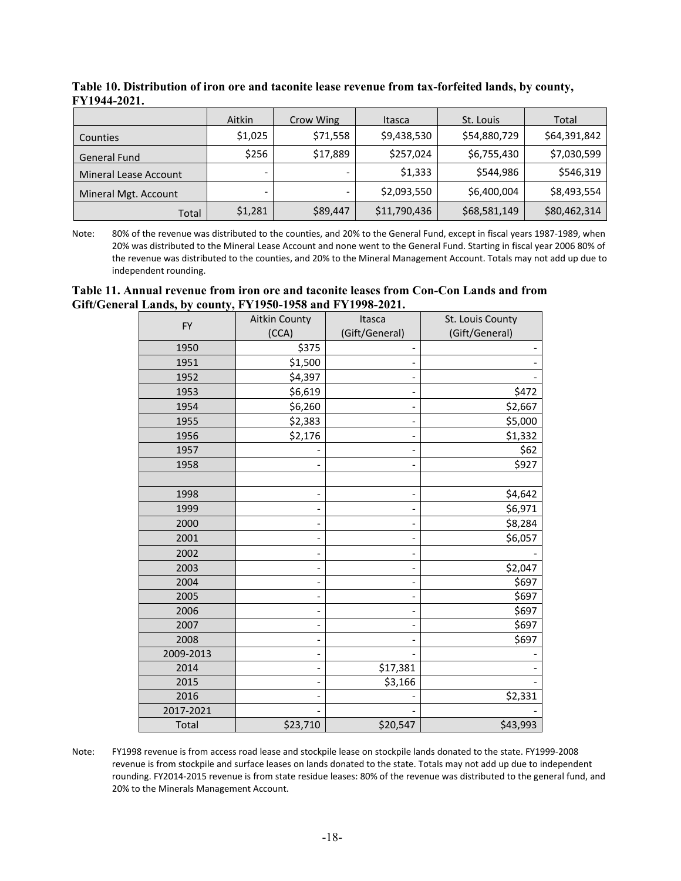**Table 10. Distribution of iron ore and taconite lease revenue from tax-forfeited lands, by county, FY1944-2021.**

| | Aitkin | Crow Wing | Itasca | St. Louis | Total |
|---|---|---|---|---|---|
| Counties | $1,025 | $71,558 | $9,438,530 | $54,880,729 | $64,391,842 |
| General Fund | $256 | $17,889 | $257,024 | $6,755,430 | $7,030,599 |
| Mineral Lease Account | - | - | $1,333 | $544,986 | $546,319 |
| Mineral Mgt. Account | - | - | $2,093,550 | $6,400,004 | $8,493,554 |
| Total | $1,281 | $89,447 | $11,790,436 | $68,581,149 | $80,462,314 |

Note: 80% of the revenue was distributed to the counties, and 20% to the General Fund, except in fiscal years 1987-1989, when 20% was distributed to the Mineral Lease Account and none went to the General Fund. Starting in fiscal year 2006 80% of the revenue was distributed to the counties, and 20% to the Mineral Management Account. Totals may not add up due to independent rounding.

**Table 11. Annual revenue from iron ore and taconite leases from Con-Con Lands and from Gift/General Lands, by county, FY1950-1958 and FY1998-2021.**

| FY | Aitkin County (CCA) | Itasca (Gift/General) | St. Louis County (Gift/General) |
|---|---|---|---|
| 1950 | $375 | - | - |
| 1951 | $1,500 | - | - |
| 1952 | $4,397 | - | - |
| 1953 | $6,619 | - | $472 |
| 1954 | $6,260 | - | $2,667 |
| 1955 | $2,383 | - | $5,000 |
| 1956 | $2,176 | - | $1,332 |
| 1957 | - | - | $62 |
| 1958 | - | - | $927 |
| | | | |
| 1998 | - | - | $4,642 |
| 1999 | - | - | $6,971 |
| 2000 | - | - | $8,284 |
| 2001 | - | - | $6,057 |
| 2002 | - | - | - |
| 2003 | - | - | $2,047 |
| 2004 | - | - | $697 |
| 2005 | - | - | $697 |
| 2006 | - | - | $697 |
| 2007 | - | - | $697 |
| 2008 | - | - | $697 |
| 2009-2013 | - | - | - |
| 2014 | - | $17,381 | - |
| 2015 | - | $3,166 | - |
| 2016 | - | - | $2,331 |
| 2017-2021 | - | - | - |
| Total | $23,710 | $20,547 | $43,993 |

Note: FY1998 revenue is from access road lease and stockpile lease on stockpile lands donated to the state. FY1999-2008 revenue is from stockpile and surface leases on lands donated to the state. Totals may not add up due to independent rounding. FY2014-2015 revenue is from state residue leases: 80% of the revenue was distributed to the general fund, and 20% to the Minerals Management Account.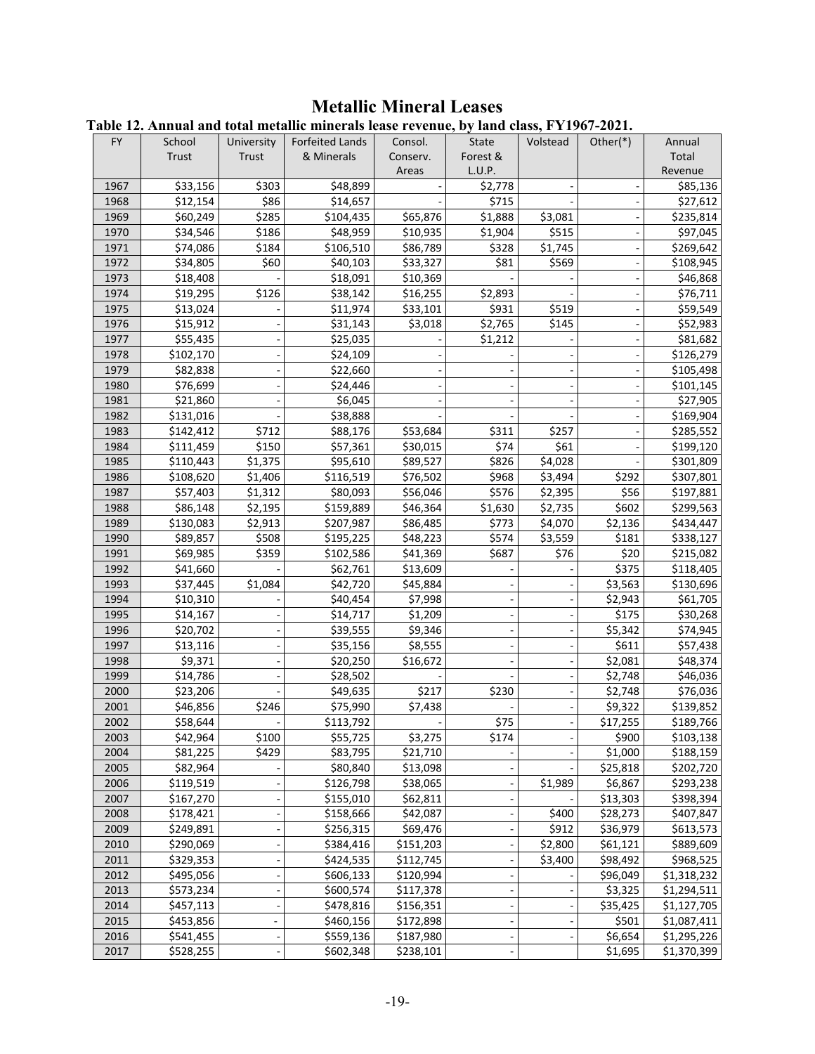# Metallic Mineral Leases

**Table 12. Annual and total metallic minerals lease revenue, by land class, FY1967-2021.**

| FY | School Trust | University Trust | Forfeited Lands & Minerals | Consol. Conserv. Areas | State Forest & L.U.P. | Volstead | Other(*) | Annual Total Revenue |
|---|---|---|---|---|---|---|---|---|
| 1967 | $33,156 | $303 | $48,899 | - | $2,778 | - | - | $85,136 |
| 1968 | $12,154 | $86 | $14,657 | - | $715 | - | - | $27,612 |
| 1969 | $60,249 | $285 | $104,435 | $65,876 | $1,888 | $3,081 | - | $235,814 |
| 1970 | $34,546 | $186 | $48,959 | $10,935 | $1,904 | $515 | - | $97,045 |
| 1971 | $74,086 | $184 | $106,510 | $86,789 | $328 | $1,745 | - | $269,642 |
| 1972 | $34,805 | $60 | $40,103 | $33,327 | $81 | $569 | - | $108,945 |
| 1973 | $18,408 | - | $18,091 | $10,369 | - | - | - | $46,868 |
| 1974 | $19,295 | $126 | $38,142 | $16,255 | $2,893 | - | - | $76,711 |
| 1975 | $13,024 | - | $11,974 | $33,101 | $931 | $519 | - | $59,549 |
| 1976 | $15,912 | - | $31,143 | $3,018 | $2,765 | $145 | - | $52,983 |
| 1977 | $55,435 | - | $25,035 | - | $1,212 | - | - | $81,682 |
| 1978 | $102,170 | - | $24,109 | - | - | - | - | $126,279 |
| 1979 | $82,838 | - | $22,660 | - | - | - | - | $105,498 |
| 1980 | $76,699 | - | $24,446 | - | - | - | - | $101,145 |
| 1981 | $21,860 | - | $6,045 | - | - | - | - | $27,905 |
| 1982 | $131,016 | - | $38,888 | - | - | - | - | $169,904 |
| 1983 | $142,412 | $712 | $88,176 | $53,684 | $311 | $257 | - | $285,552 |
| 1984 | $111,459 | $150 | $57,361 | $30,015 | $74 | $61 | - | $199,120 |
| 1985 | $110,443 | $1,375 | $95,610 | $89,527 | $826 | $4,028 | - | $301,809 |
| 1986 | $108,620 | $1,406 | $116,519 | $76,502 | $968 | $3,494 | $292 | $307,801 |
| 1987 | $57,403 | $1,312 | $80,093 | $56,046 | $576 | $2,395 | $56 | $197,881 |
| 1988 | $86,148 | $2,195 | $159,889 | $46,364 | $1,630 | $2,735 | $602 | $299,563 |
| 1989 | $130,083 | $2,913 | $207,987 | $86,485 | $773 | $4,070 | $2,136 | $434,447 |
| 1990 | $89,857 | $508 | $195,225 | $48,223 | $574 | $3,559 | $181 | $338,127 |
| 1991 | $69,985 | $359 | $102,586 | $41,369 | $687 | $76 | $20 | $215,082 |
| 1992 | $41,660 | - | $62,761 | $13,609 | - | - | $375 | $118,405 |
| 1993 | $37,445 | $1,084 | $42,720 | $45,884 | - | - | $3,563 | $130,696 |
| 1994 | $10,310 | - | $40,454 | $7,998 | - | - | $2,943 | $61,705 |
| 1995 | $14,167 | - | $14,717 | $1,209 | - | - | $175 | $30,268 |
| 1996 | $20,702 | - | $39,555 | $9,346 | - | - | $5,342 | $74,945 |
| 1997 | $13,116 | - | $35,156 | $8,555 | - | - | $611 | $57,438 |
| 1998 | $9,371 | - | $20,250 | $16,672 | - | - | $2,081 | $48,374 |
| 1999 | $14,786 | - | $28,502 | - | - | - | $2,748 | $46,036 |
| 2000 | $23,206 | - | $49,635 | $217 | $230 | - | $2,748 | $76,036 |
| 2001 | $46,856 | $246 | $75,990 | $7,438 | - | - | $9,322 | $139,852 |
| 2002 | $58,644 | - | $113,792 | - | $75 | - | $17,255 | $189,766 |
| 2003 | $42,964 | $100 | $55,725 | $3,275 | $174 | - | $900 | $103,138 |
| 2004 | $81,225 | $429 | $83,795 | $21,710 | - | - | $1,000 | $188,159 |
| 2005 | $82,964 | - | $80,840 | $13,098 | - | - | $25,818 | $202,720 |
| 2006 | $119,519 | - | $126,798 | $38,065 | - | $1,989 | $6,867 | $293,238 |
| 2007 | $167,270 | - | $155,010 | $62,811 | - | - | $13,303 | $398,394 |
| 2008 | $178,421 | - | $158,666 | $42,087 | - | $400 | $28,273 | $407,847 |
| 2009 | $249,891 | - | $256,315 | $69,476 | - | $912 | $36,979 | $613,573 |
| 2010 | $290,069 | - | $384,416 | $151,203 | - | $2,800 | $61,121 | $889,609 |
| 2011 | $329,353 | - | $424,535 | $112,745 | - | $3,400 | $98,492 | $968,525 |
| 2012 | $495,056 | - | $606,133 | $120,994 | - | - | $96,049 | $1,318,232 |
| 2013 | $573,234 | - | $600,574 | $117,378 | - | - | $3,325 | $1,294,511 |
| 2014 | $457,113 | - | $478,816 | $156,351 | - | - | $35,425 | $1,127,705 |
| 2015 | $453,856 | - | $460,156 | $172,898 | - | - | $501 | $1,087,411 |
| 2016 | $541,455 | - | $559,136 | $187,980 | - | - | $6,654 | $1,295,226 |
| 2017 | $528,255 | - | $602,348 | $238,101 | - | | $1,695 | $1,370,399 |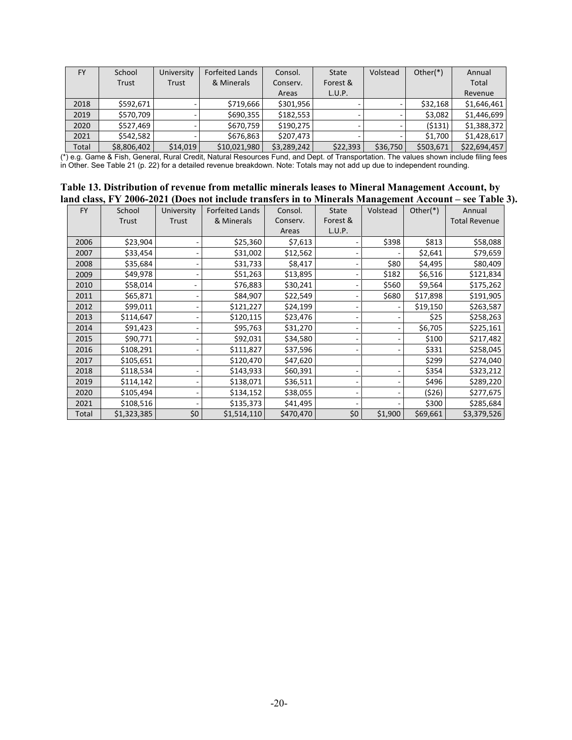| FY | School Trust | University Trust | Forfeited Lands & Minerals | Consol. Conserv. Areas | State Forest & L.U.P. | Volstead | Other(*) | Annual Total Revenue |
|---|---|---|---|---|---|---|---|---|
| 2018 | $592,671 | - | $719,666 | $301,956 | - | - | $32,168 | $1,646,461 |
| 2019 | $570,709 | - | $690,355 | $182,553 | - | - | $3,082 | $1,446,699 |
| 2020 | $527,469 | - | $670,759 | $190,275 | - | - | ($131) | $1,388,372 |
| 2021 | $542,582 | - | $676,863 | $207,473 | - | - | $1,700 | $1,428,617 |
| Total | $8,806,402 | $14,019 | $10,021,980 | $3,289,242 | $22,393 | $36,750 | $503,671 | $22,694,457 |

(*) e.g. Game & Fish, General, Rural Credit, Natural Resources Fund, and Dept. of Transportation. The values shown include filing fees in Other. See Table 21 (p. 22) for a detailed revenue breakdown. Note: Totals may not add up due to independent rounding.

**Table 13. Distribution of revenue from metallic minerals leases to Mineral Management Account, by land class, FY 2006-2021 (Does not include transfers in to Minerals Management Account – see Table 3).**

| FY | School Trust | University Trust | Forfeited Lands & Minerals | Consol. Conserv. Areas | State Forest & L.U.P. | Volstead | Other(*) | Annual Total Revenue |
|---|---|---|---|---|---|---|---|---|
| 2006 | $23,904 | - | $25,360 | $7,613 | - | $398 | $813 | $58,088 |
| 2007 | $33,454 | - | $31,002 | $12,562 | - | - | $2,641 | $79,659 |
| 2008 | $35,684 | - | $31,733 | $8,417 | - | $80 | $4,495 | $80,409 |
| 2009 | $49,978 | - | $51,263 | $13,895 | - | $182 | $6,516 | $121,834 |
| 2010 | $58,014 | - | $76,883 | $30,241 | - | $560 | $9,564 | $175,262 |
| 2011 | $65,871 | - | $84,907 | $22,549 | - | $680 | $17,898 | $191,905 |
| 2012 | $99,011 | - | $121,227 | $24,199 | - | - | $19,150 | $263,587 |
| 2013 | $114,647 | - | $120,115 | $23,476 | - | - | $25 | $258,263 |
| 2014 | $91,423 | - | $95,763 | $31,270 | - | - | $6,705 | $225,161 |
| 2015 | $90,771 | - | $92,031 | $34,580 | - | - | $100 | $217,482 |
| 2016 | $108,291 | - | $111,827 | $37,596 | - | - | $331 | $258,045 |
| 2017 | $105,651 | | $120,470 | $47,620 | | | $299 | $274,040 |
| 2018 | $118,534 | - | $143,933 | $60,391 | - | - | $354 | $323,212 |
| 2019 | $114,142 | - | $138,071 | $36,511 | - | - | $496 | $289,220 |
| 2020 | $105,494 | - | $134,152 | $38,055 | - | - | ($26) | $277,675 |
| 2021 | $108,516 | - | $135,373 | $41,495 | - | - | $300 | $285,684 |
| Total | $1,323,385 | $0 | $1,514,110 | $470,470 | $0 | $1,900 | $69,661 | $3,379,526 |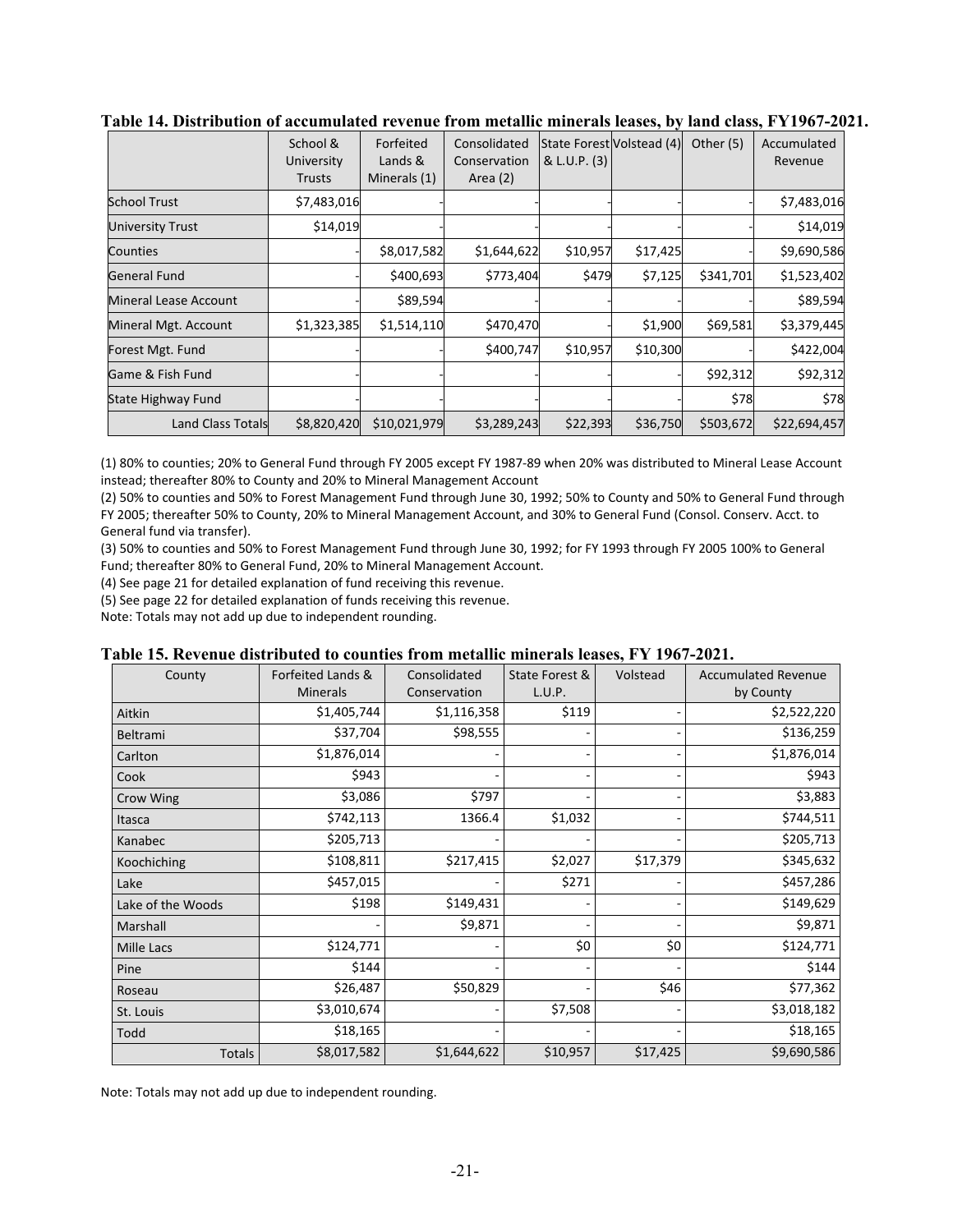**Table 14. Distribution of accumulated revenue from metallic minerals leases, by land class, FY1967-2021.**

| | School & University Trusts | Forfeited Lands & Minerals (1) | Consolidated Conservation Area (2) | State Forest & L.U.P. (3) | Volstead (4) | Other (5) | Accumulated Revenue |
|---|---|---|---|---|---|---|---|
| School Trust | $7,483,016 | - | - | - | - | - | $7,483,016 |
| University Trust | $14,019 | - | - | - | - | - | $14,019 |
| Counties | - | $8,017,582 | $1,644,622 | $10,957 | $17,425 | - | $9,690,586 |
| General Fund | - | $400,693 | $773,404 | $479 | $7,125 | $341,701 | $1,523,402 |
| Mineral Lease Account | - | $89,594 | - | - | - | - | $89,594 |
| Mineral Mgt. Account | $1,323,385 | $1,514,110 | $470,470 | - | $1,900 | $69,581 | $3,379,445 |
| Forest Mgt. Fund | - | - | $400,747 | $10,957 | $10,300 | - | $422,004 |
| Game & Fish Fund | - | - | - | - | - | $92,312 | $92,312 |
| State Highway Fund | - | - | - | - | - | $78 | $78 |
| Land Class Totals | $8,820,420 | $10,021,979 | $3,289,243 | $22,393 | $36,750 | $503,672 | $22,694,457 |

(1) 80% to counties; 20% to General Fund through FY 2005 except FY 1987-89 when 20% was distributed to Mineral Lease Account instead; thereafter 80% to County and 20% to Mineral Management Account

(2) 50% to counties and 50% to Forest Management Fund through June 30, 1992; 50% to County and 50% to General Fund through FY 2005; thereafter 50% to County, 20% to Mineral Management Account, and 30% to General Fund (Consol. Conserv. Acct. to General fund via transfer).

(3) 50% to counties and 50% to Forest Management Fund through June 30, 1992; for FY 1993 through FY 2005 100% to General Fund; thereafter 80% to General Fund, 20% to Mineral Management Account.

(4) See page 21 for detailed explanation of fund receiving this revenue.

(5) See page 22 for detailed explanation of funds receiving this revenue.

Note: Totals may not add up due to independent rounding.

**Table 15. Revenue distributed to counties from metallic minerals leases, FY 1967-2021.**

| County | Forfeited Lands & Minerals | Consolidated Conservation | State Forest & L.U.P. | Volstead | Accumulated Revenue by County |
|---|---|---|---|---|---|
| Aitkin | $1,405,744 | $1,116,358 | $119 | - | $2,522,220 |
| Beltrami | $37,704 | $98,555 | - | - | $136,259 |
| Carlton | $1,876,014 | - | - | - | $1,876,014 |
| Cook | $943 | - | - | - | $943 |
| Crow Wing | $3,086 | $797 | - | - | $3,883 |
| Itasca | $742,113 | 1366.4 | $1,032 | - | $744,511 |
| Kanabec | $205,713 | - | - | - | $205,713 |
| Koochiching | $108,811 | $217,415 | $2,027 | $17,379 | $345,632 |
| Lake | $457,015 | - | $271 | - | $457,286 |
| Lake of the Woods | $198 | $149,431 | - | - | $149,629 |
| Marshall | - | $9,871 | - | - | $9,871 |
| Mille Lacs | $124,771 | - | $0 | $0 | $124,771 |
| Pine | $144 | - | - | - | $144 |
| Roseau | $26,487 | $50,829 | - | $46 | $77,362 |
| St. Louis | $3,010,674 | - | $7,508 | - | $3,018,182 |
| Todd | $18,165 | - | - | - | $18,165 |
| Totals | $8,017,582 | $1,644,622 | $10,957 | $17,425 | $9,690,586 |

Note: Totals may not add up due to independent rounding.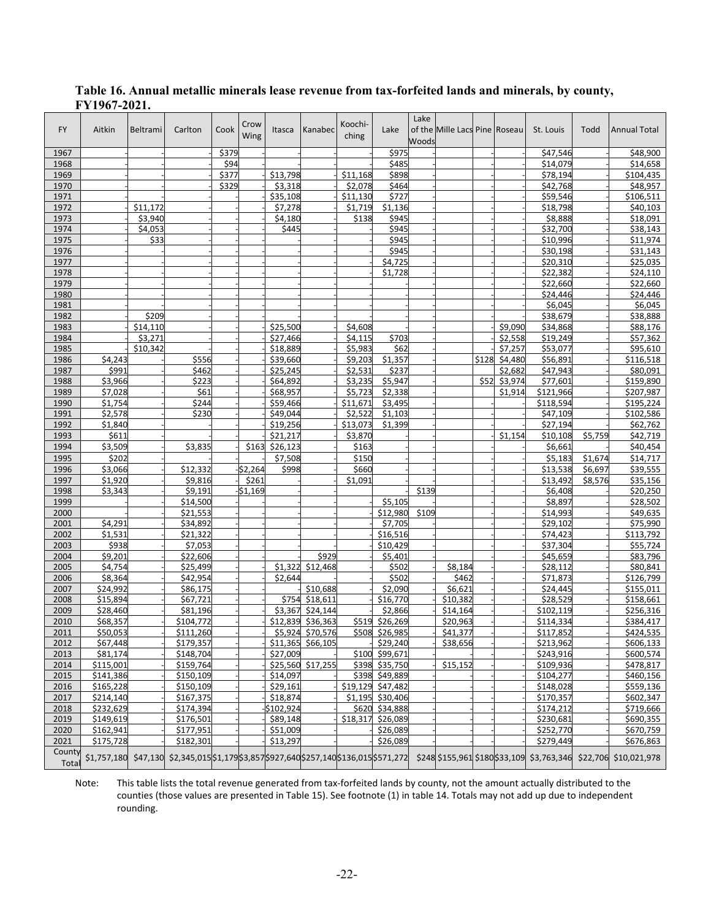**Table 16. Annual metallic minerals lease revenue from tax-forfeited lands and minerals, by county, FY1967-2021.**

| FY | Aitkin | Beltrami | Carlton | Cook | Crow Wing | Itasca | Kanabec | Koochi-ching | Lake | Lake of the Woods | Mille Lacs | Pine | Roseau | St. Louis | Todd | Annual Total |
|---|---|---|---|---|---|---|---|---|---|---|---|---|---|---|---|---|
| 1967 | - | - | | $379 | - | | - | | $975 | - | | - | - | $47,546 | - | $48,900 |
| 1968 | - | - | | $94 | - | | - | | $485 | - | | - | - | $14,079 | - | $14,658 |
| 1969 | - | - | | $377 | - | $13,798 | - | $11,168 | $898 | - | | - | - | $78,194 | - | $104,435 |
| 1970 | - | - | | $329 | - | $3,318 | - | $2,078 | $464 | - | | - | - | $42,768 | - | $48,957 |
| 1971 | - | - | | | - | $35,108 | - | $11,130 | $727 | - | | - | - | $59,546 | - | $106,511 |
| 1972 | - | $11,172 | - | - | - | $7,278 | - | $1,719 | $1,136 | - | | - | - | $18,798 | - | $40,103 |
| 1973 | - | $3,940 | - | - | - | $4,180 | - | $138 | $945 | - | | - | - | $8,888 | - | $18,091 |
| 1974 | - | $4,053 | - | - | - | $445 | - | | $945 | - | | - | - | $32,700 | - | $38,143 |
| 1975 | - | $33 | - | - | - | | - | | $945 | - | | - | - | $10,996 | - | $11,974 |
| 1976 | - | - | - | - | - | | - | | $945 | - | | - | - | $30,198 | - | $31,143 |
| 1977 | - | - | - | - | - | | - | | $4,725 | - | | - | - | $20,310 | - | $25,035 |
| 1978 | - | - | - | - | - | | - | | $1,728 | - | | - | - | $22,382 | - | $24,110 |
| 1979 | - | - | - | - | - | | - | | | - | | - | - | $22,660 | - | $22,660 |
| 1980 | - | - | - | - | - | | - | | | - | | - | - | $24,446 | - | $24,446 |
| 1981 | - | - | - | - | - | | - | | | - | | - | - | $6,045 | - | $6,045 |
| 1982 | - | $209 | - | - | - | | - | | | - | | - | - | $38,679 | - | $38,888 |
| 1983 | - | $14,110 | - | - | - | $25,500 | - | $4,608 | | - | | - | $9,090 | $34,868 | - | $88,176 |
| 1984 | - | $3,271 | - | - | - | $27,466 | - | $4,115 | $703 | - | | - | $2,558 | $19,249 | - | $57,362 |
| 1985 | - | $10,342 | - | - | - | $18,889 | - | $5,983 | $62 | - | | - | $7,257 | $53,077 | - | $95,610 |
| 1986 | $4,243 | - | $556 | - | - | $39,660 | - | $9,203 | $1,357 | - | | $128 | $4,480 | $56,891 | - | $116,518 |
| 1987 | $991 | - | $462 | - | - | $25,245 | - | $2,531 | $237 | - | | - | $2,682 | $47,943 | - | $80,091 |
| 1988 | $3,966 | - | $223 | - | - | $64,892 | - | $3,235 | $5,947 | - | | $52 | $3,974 | $77,601 | - | $159,890 |
| 1989 | $7,028 | - | $61 | - | - | $68,957 | - | $5,723 | $2,338 | - | | - | $1,914 | $121,966 | - | $207,987 |
| 1990 | $1,754 | - | $244 | - | - | $59,466 | - | $11,671 | $3,495 | - | | - | - | $118,594 | - | $195,224 |
| 1991 | $2,578 | - | $230 | - | - | $49,044 | - | $2,522 | $1,103 | - | | - | - | $47,109 | - | $102,586 |
| 1992 | $1,840 | - | | - | - | $19,256 | - | $13,073 | $1,399 | - | | - | - | $27,194 | - | $62,762 |
| 1993 | $611 | - | | - | - | $21,217 | - | $3,870 | | - | | - | $1,154 | $10,108 | $5,759 | $42,719 |
| 1994 | $3,509 | - | $3,835 | - | $163 | $26,123 | - | $163 | | - | | - | | $6,661 | | $40,454 |
| 1995 | $202 | - | | - | | $7,508 | - | $150 | | - | | - | | $5,183 | $1,674 | $14,717 |
| 1996 | $3,066 | - | $12,332 | - | $2,264 | $998 | - | $660 | | - | | - | - | $13,538 | $6,697 | $39,555 |
| 1997 | $1,920 | - | $9,816 | - | $261 | | - | $1,091 | | - | | - | - | $13,492 | $8,576 | $35,156 |
| 1998 | $3,343 | - | $9,191 | - | $1,169 | | - | | | $139 | | - | - | $6,408 | - | $20,250 |
| 1999 | | - | $14,500 | - | - | | - | | $5,105 | - | | - | - | $8,897 | - | $28,502 |
| 2000 | | - | $21,553 | - | - | | - | | $12,980 | $109 | | - | - | $14,993 | - | $49,635 |
| 2001 | $4,291 | - | $34,892 | - | - | | - | | $7,705 | - | | - | - | $29,102 | - | $75,990 |
| 2002 | $1,531 | - | $21,322 | - | - | | - | | $16,516 | - | | - | - | $74,423 | - | $113,792 |
| 2003 | $938 | - | $7,053 | - | - | | - | | $10,429 | - | | - | - | $37,304 | - | $55,724 |
| 2004 | $9,201 | - | $22,606 | - | - | | $929 | | $5,401 | - | | - | - | $45,659 | - | $83,796 |
| 2005 | $4,754 | - | $25,499 | - | - | $1,322 | $12,468 | | $502 | - | $8,184 | - | - | $28,112 | - | $80,841 |
| 2006 | $8,364 | - | $42,954 | - | - | $2,644 | | | $502 | - | $462 | - | - | $71,873 | - | $126,799 |
| 2007 | $24,992 | - | $86,175 | - | - | | $10,688 | | $2,090 | - | $6,621 | - | - | $24,445 | - | $155,011 |
| 2008 | $15,894 | - | $67,721 | - | - | $754 | $18,611 | | $16,770 | - | $10,382 | - | - | $28,529 | - | $158,661 |
| 2009 | $28,460 | - | $81,196 | - | - | $3,367 | $24,144 | | $2,866 | - | $14,164 | - | - | $102,119 | - | $256,316 |
| 2010 | $68,357 | - | $104,772 | - | - | $12,839 | $36,363 | $519 | $26,269 | - | $20,963 | - | - | $114,334 | - | $384,417 |
| 2011 | $50,053 | - | $111,260 | - | - | $5,924 | $70,576 | $508 | $26,985 | - | $41,377 | - | - | $117,852 | - | $424,535 |
| 2012 | $67,448 | - | $179,357 | - | - | $11,365 | $66,105 | | $29,240 | - | $38,656 | - | - | $213,962 | - | $606,133 |
| 2013 | $81,174 | - | $148,704 | - | - | $27,009 | | $100 | $99,671 | - | | - | - | $243,916 | - | $600,574 |
| 2014 | $115,001 | - | $159,764 | - | - | $25,560 | $17,255 | $398 | $35,750 | - | $15,152 | - | - | $109,936 | - | $478,817 |
| 2015 | $141,386 | - | $150,109 | - | - | $14,097 | - | $398 | $49,889 | - | - | - | - | $104,277 | - | $460,156 |
| 2016 | $165,228 | - | $150,109 | - | - | $29,161 | - | $19,129 | $47,482 | - | - | - | - | $148,028 | - | $559,136 |
| 2017 | $214,140 | - | $167,375 | - | - | $18,874 | - | $1,195 | $30,406 | - | - | - | - | $170,357 | - | $602,347 |
| 2018 | $232,629 | - | $174,394 | - | - | $102,924 | - | $620 | $34,888 | - | - | - | - | $174,212 | - | $719,666 |
| 2019 | $149,619 | - | $176,501 | - | - | $89,148 | - | $18,317 | $26,089 | - | - | - | - | $230,681 | - | $690,355 |
| 2020 | $162,941 | - | $177,951 | - | - | $51,009 | - | - | $26,089 | - | - | - | - | $252,770 | - | $670,759 |
| 2021 | $175,728 | - | $182,301 | - | - | $13,297 | - | - | $26,089 | - | - | - | - | $279,449 | - | $676,863 |
| County Total | $1,757,180 | $47,130 | $2,345,015 | $1,179 | $3,857 | $927,640 | $257,140 | $136,015 | $571,272 | $248 | $155,961 | $180 | $33,109 | $3,763,346 | $22,706 | $10,021,978 |

Note: This table lists the total revenue generated from tax-forfeited lands by county, not the amount actually distributed to the counties (those values are presented in Table 15). See footnote (1) in table 14. Totals may not add up due to independent rounding.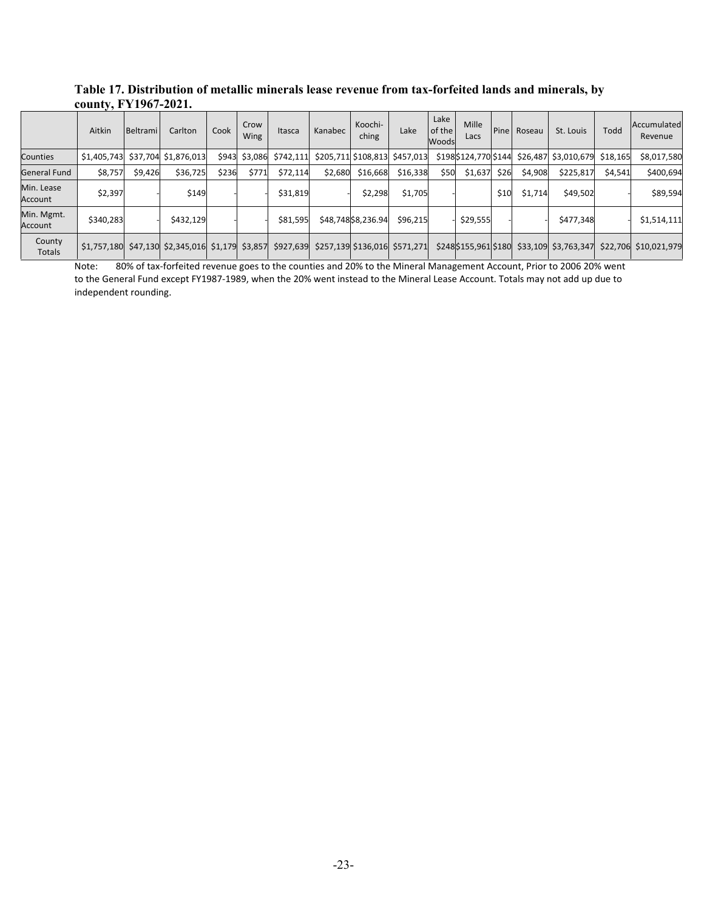**Table 17. Distribution of metallic minerals lease revenue from tax-forfeited lands and minerals, by county, FY1967-2021.**

| | Aitkin | Beltrami | Carlton | Cook | Crow Wing | Itasca | Kanabec | Koochi-ching | Lake | Lake of the Woods | Mille Lacs | Pine | Roseau | St. Louis | Todd | Accumulated Revenue |
|---|---|---|---|---|---|---|---|---|---|---|---|---|---|---|---|---|
| Counties | $1,405,743 | $37,704 | $1,876,013 | $943 | $3,086 | $742,111 | $205,711 | $108,813 | $457,013 | $198 | $124,770 | $144 | $26,487 | $3,010,679 | $18,165 | $8,017,580 |
| General Fund | $8,757 | $9,426 | $36,725 | $236 | $771 | $72,114 | $2,680 | $16,668 | $16,338 | $50 | $1,637 | $26 | $4,908 | $225,817 | $4,541 | $400,694 |
| Min. Lease Account | $2,397 | - | $149 | - | - | $31,819 | - | $2,298 | $1,705 | - | | $10 | $1,714 | $49,502 | - | $89,594 |
| Min. Mgmt. Account | $340,283 | - | $432,129 | - | - | $81,595 | $48,748 | $8,236.94 | $96,215 | - | $29,555 | - | - | $477,348 | - | $1,514,111 |
| County Totals | $1,757,180 | $47,130 | $2,345,016 | $1,179 | $3,857 | $927,639 | $257,139 | $136,016 | $571,271 | $248 | $155,961 | $180 | $33,109 | $3,763,347 | $22,706 | $10,021,979 |

Note: 80% of tax-forfeited revenue goes to the counties and 20% to the Mineral Management Account, Prior to 2006 20% went to the General Fund except FY1987-1989, when the 20% went instead to the Mineral Lease Account. Totals may not add up due to independent rounding.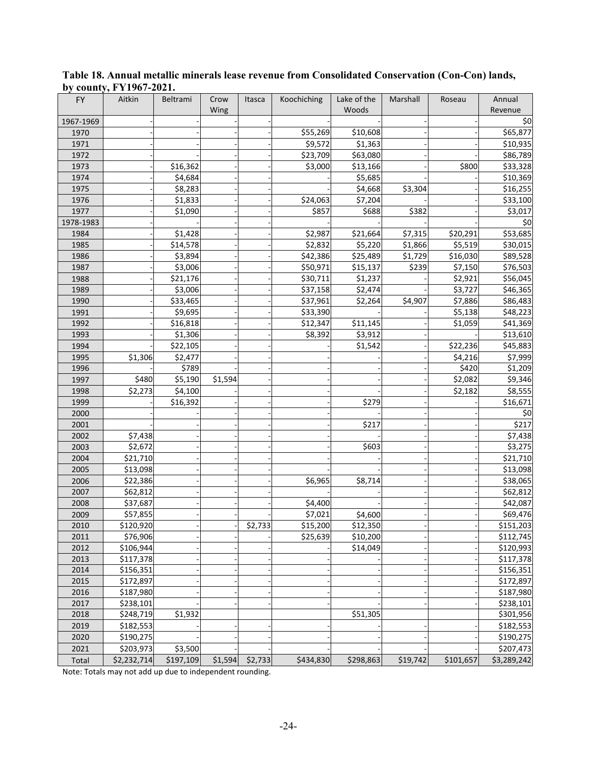**Table 18. Annual metallic minerals lease revenue from Consolidated Conservation (Con-Con) lands, by county, FY1967-2021.**

| FY | Aitkin | Beltrami | Crow Wing | Itasca | Koochiching | Lake of the Woods | Marshall | Roseau | Annual Revenue |
|---|---|---|---|---|---|---|---|---|---|
| 1967-1969 | - | - | - | - | - | - | - | - | $0 |
| 1970 | - | - | - | - | $55,269 | $10,608 | - | - | $65,877 |
| 1971 | - | - | - | - | $9,572 | $1,363 | - | - | $10,935 |
| 1972 | - | - | - | - | $23,709 | $63,080 | - | - | $86,789 |
| 1973 | - | $16,362 | - | - | $3,000 | $13,166 | - | $800 | $33,328 |
| 1974 | - | $4,684 | - | - | - | $5,685 | - | - | $10,369 |
| 1975 | - | $8,283 | - | - | - | $4,668 | $3,304 | - | $16,255 |
| 1976 | - | $1,833 | - | - | $24,063 | $7,204 | - | - | $33,100 |
| 1977 | - | $1,090 | - | - | $857 | $688 | $382 | - | $3,017 |
| 1978-1983 | - | - | - | - | - | - | - | - | $0 |
| 1984 | - | $1,428 | - | - | $2,987 | $21,664 | $7,315 | $20,291 | $53,685 |
| 1985 | - | $14,578 | - | - | $2,832 | $5,220 | $1,866 | $5,519 | $30,015 |
| 1986 | - | $3,894 | - | - | $42,386 | $25,489 | $1,729 | $16,030 | $89,528 |
| 1987 | - | $3,006 | - | - | $50,971 | $15,137 | $239 | $7,150 | $76,503 |
| 1988 | - | $21,176 | - | - | $30,711 | $1,237 | - | $2,921 | $56,045 |
| 1989 | - | $3,006 | - | - | $37,158 | $2,474 | - | $3,727 | $46,365 |
| 1990 | - | $33,465 | - | - | $37,961 | $2,264 | $4,907 | $7,886 | $86,483 |
| 1991 | - | $9,695 | - | - | $33,390 | - | - | $5,138 | $48,223 |
| 1992 | - | $16,818 | - | - | $12,347 | $11,145 | - | $1,059 | $41,369 |
| 1993 | - | $1,306 | - | - | $8,392 | $3,912 | - | - | $13,610 |
| 1994 | - | $22,105 | - | - | - | $1,542 | - | $22,236 | $45,883 |
| 1995 | $1,306 | $2,477 | - | - | - | - | - | $4,216 | $7,999 |
| 1996 | - | $789 | - | - | - | - | - | $420 | $1,209 |
| 1997 | $480 | $5,190 | $1,594 | - | - | - | - | $2,082 | $9,346 |
| 1998 | $2,273 | $4,100 | - | - | - | - | - | $2,182 | $8,555 |
| 1999 | - | $16,392 | - | - | - | $279 | - | - | $16,671 |
| 2000 | - | - | - | - | - | - | - | - | $0 |
| 2001 | - | - | - | - | - | $217 | - | - | $217 |
| 2002 | $7,438 | - | - | - | - | - | - | - | $7,438 |
| 2003 | $2,672 | - | - | - | - | $603 | - | - | $3,275 |
| 2004 | $21,710 | - | - | - | - | - | - | - | $21,710 |
| 2005 | $13,098 | - | - | - | - | - | - | - | $13,098 |
| 2006 | $22,386 | - | - | - | $6,965 | $8,714 | - | - | $38,065 |
| 2007 | $62,812 | - | - | - | - | - | - | - | $62,812 |
| 2008 | $37,687 | - | - | - | $4,400 | - | - | - | $42,087 |
| 2009 | $57,855 | - | - | - | $7,021 | $4,600 | - | - | $69,476 |
| 2010 | $120,920 | - | - | $2,733 | $15,200 | $12,350 | - | - | $151,203 |
| 2011 | $76,906 | - | - | - | $25,639 | $10,200 | - | - | $112,745 |
| 2012 | $106,944 | - | - | - | - | $14,049 | - | - | $120,993 |
| 2013 | $117,378 | - | - | - | - | - | - | - | $117,378 |
| 2014 | $156,351 | - | - | - | - | - | - | - | $156,351 |
| 2015 | $172,897 | - | - | - | - | - | - | - | $172,897 |
| 2016 | $187,980 | - | - | - | - | - | - | - | $187,980 |
| 2017 | $238,101 | - | - | - | - | - | - | - | $238,101 |
| 2018 | $248,719 | $1,932 | | | | $51,305 | | | $301,956 |
| 2019 | $182,553 | - | - | - | - | - | - | - | $182,553 |
| 2020 | $190,275 | - | - | - | - | - | - | - | $190,275 |
| 2021 | $203,973 | $3,500 | - | - | - | - | - | - | $207,473 |
| Total | $2,232,714 | $197,109 | $1,594 | $2,733 | $434,830 | $298,863 | $19,742 | $101,657 | $3,289,242 |

Note: Totals may not add up due to independent rounding.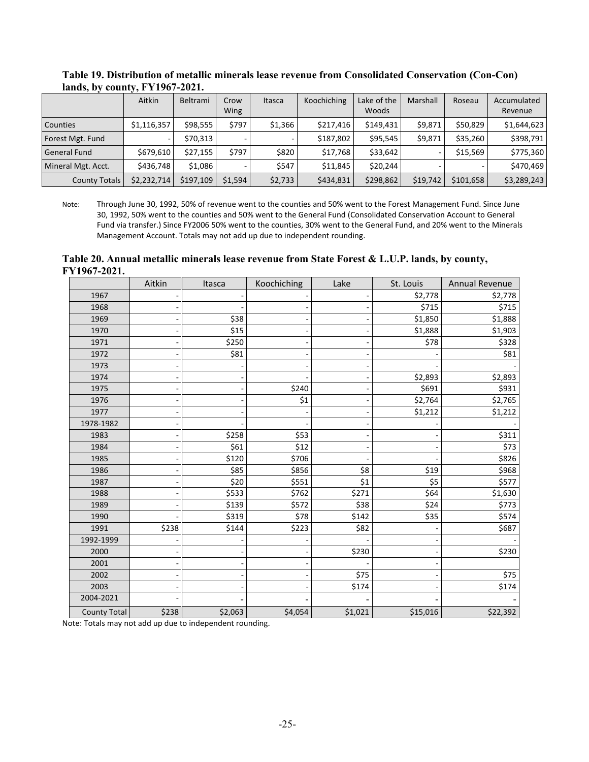**Table 19. Distribution of metallic minerals lease revenue from Consolidated Conservation (Con-Con) lands, by county, FY1967-2021.**

| | Aitkin | Beltrami | Crow Wing | Itasca | Koochiching | Lake of the Woods | Marshall | Roseau | Accumulated Revenue |
|---|---|---|---|---|---|---|---|---|---|
| Counties | $1,116,357 | $98,555 | $797 | $1,366 | $217,416 | $149,431 | $9,871 | $50,829 | $1,644,623 |
| Forest Mgt. Fund | - | $70,313 | - | - | $187,802 | $95,545 | $9,871 | $35,260 | $398,791 |
| General Fund | $679,610 | $27,155 | $797 | $820 | $17,768 | $33,642 | - | $15,569 | $775,360 |
| Mineral Mgt. Acct. | $436,748 | $1,086 | - | $547 | $11,845 | $20,244 | - | - | $470,469 |
| County Totals | $2,232,714 | $197,109 | $1,594 | $2,733 | $434,831 | $298,862 | $19,742 | $101,658 | $3,289,243 |

Note: Through June 30, 1992, 50% of revenue went to the counties and 50% went to the Forest Management Fund. Since June 30, 1992, 50% went to the counties and 50% went to the General Fund (Consolidated Conservation Account to General Fund via transfer.) Since FY2006 50% went to the counties, 30% went to the General Fund, and 20% went to the Minerals Management Account. Totals may not add up due to independent rounding.

**Table 20. Annual metallic minerals lease revenue from State Forest & L.U.P. lands, by county, FY1967-2021.**

| | Aitkin | Itasca | Koochiching | Lake | St. Louis | Annual Revenue |
|---|---|---|---|---|---|---|
| 1967 | - | - | - | - | $2,778 | $2,778 |
| 1968 | - | - | - | - | $715 | $715 |
| 1969 | - | $38 | - | - | $1,850 | $1,888 |
| 1970 | - | $15 | - | - | $1,888 | $1,903 |
| 1971 | - | $250 | - | - | $78 | $328 |
| 1972 | - | $81 | - | - | - | $81 |
| 1973 | - | - | - | - | - | - |
| 1974 | - | - | - | - | $2,893 | $2,893 |
| 1975 | - | - | $240 | - | $691 | $931 |
| 1976 | - | - | $1 | - | $2,764 | $2,765 |
| 1977 | - | - | - | - | $1,212 | $1,212 |
| 1978-1982 | - | - | - | - | - | - |
| 1983 | - | $258 | $53 | - | - | $311 |
| 1984 | - | $61 | $12 | - | - | $73 |
| 1985 | - | $120 | $706 | - | - | $826 |
| 1986 | - | $85 | $856 | $8 | $19 | $968 |
| 1987 | - | $20 | $551 | $1 | $5 | $577 |
| 1988 | - | $533 | $762 | $271 | $64 | $1,630 |
| 1989 | - | $139 | $572 | $38 | $24 | $773 |
| 1990 | - | $319 | $78 | $142 | $35 | $574 |
| 1991 | $238 | $144 | $223 | $82 | - | $687 |
| 1992-1999 | - | - | - | - | - | - |
| 2000 | - | - | - | $230 | - | $230 |
| 2001 | - | - | - | - | - | |
| 2002 | - | - | - | $75 | - | $75 |
| 2003 | - | - | - | $174 | - | $174 |
| 2004-2021 | - | - | - | - | - | - |
| County Total | $238 | $2,063 | $4,054 | $1,021 | $15,016 | $22,392 |

Note: Totals may not add up due to independent rounding.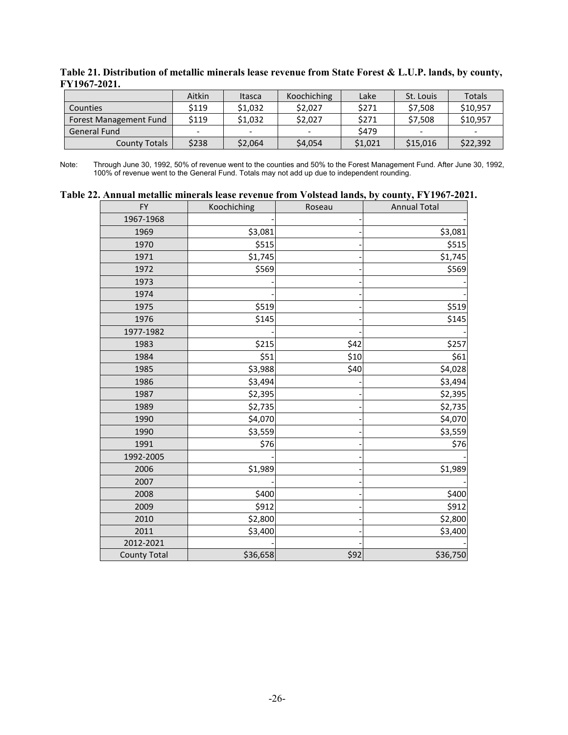**Table 21. Distribution of metallic minerals lease revenue from State Forest & L.U.P. lands, by county, FY1967-2021.**

| | Aitkin | Itasca | Koochiching | Lake | St. Louis | Totals |
|---|---|---|---|---|---|---|
| Counties | $119 | $1,032 | $2,027 | $271 | $7,508 | $10,957 |
| Forest Management Fund | $119 | $1,032 | $2,027 | $271 | $7,508 | $10,957 |
| General Fund | - | - | - | $479 | - | - |
| County Totals | $238 | $2,064 | $4,054 | $1,021 | $15,016 | $22,392 |

Note: Through June 30, 1992, 50% of revenue went to the counties and 50% to the Forest Management Fund. After June 30, 1992, 100% of revenue went to the General Fund. Totals may not add up due to independent rounding.

**Table 22. Annual metallic minerals lease revenue from Volstead lands, by county, FY1967-2021.**

| FY | Koochiching | Roseau | Annual Total |
|---|---|---|---|
| 1967-1968 | - | - | - |
| 1969 | $3,081 | - | $3,081 |
| 1970 | $515 | - | $515 |
| 1971 | $1,745 | - | $1,745 |
| 1972 | $569 | - | $569 |
| 1973 | - | - | - |
| 1974 | - | - | - |
| 1975 | $519 | - | $519 |
| 1976 | $145 | - | $145 |
| 1977-1982 | - | - | - |
| 1983 | $215 | $42 | $257 |
| 1984 | $51 | $10 | $61 |
| 1985 | $3,988 | $40 | $4,028 |
| 1986 | $3,494 | - | $3,494 |
| 1987 | $2,395 | - | $2,395 |
| 1989 | $2,735 | - | $2,735 |
| 1990 | $4,070 | - | $4,070 |
| 1990 | $3,559 | - | $3,559 |
| 1991 | $76 | - | $76 |
| 1992-2005 | - | - | - |
| 2006 | $1,989 | - | $1,989 |
| 2007 | - | - | - |
| 2008 | $400 | - | $400 |
| 2009 | $912 | - | $912 |
| 2010 | $2,800 | - | $2,800 |
| 2011 | $3,400 | - | $3,400 |
| 2012-2021 | - | - | - |
| County Total | $36,658 | $92 | $36,750 |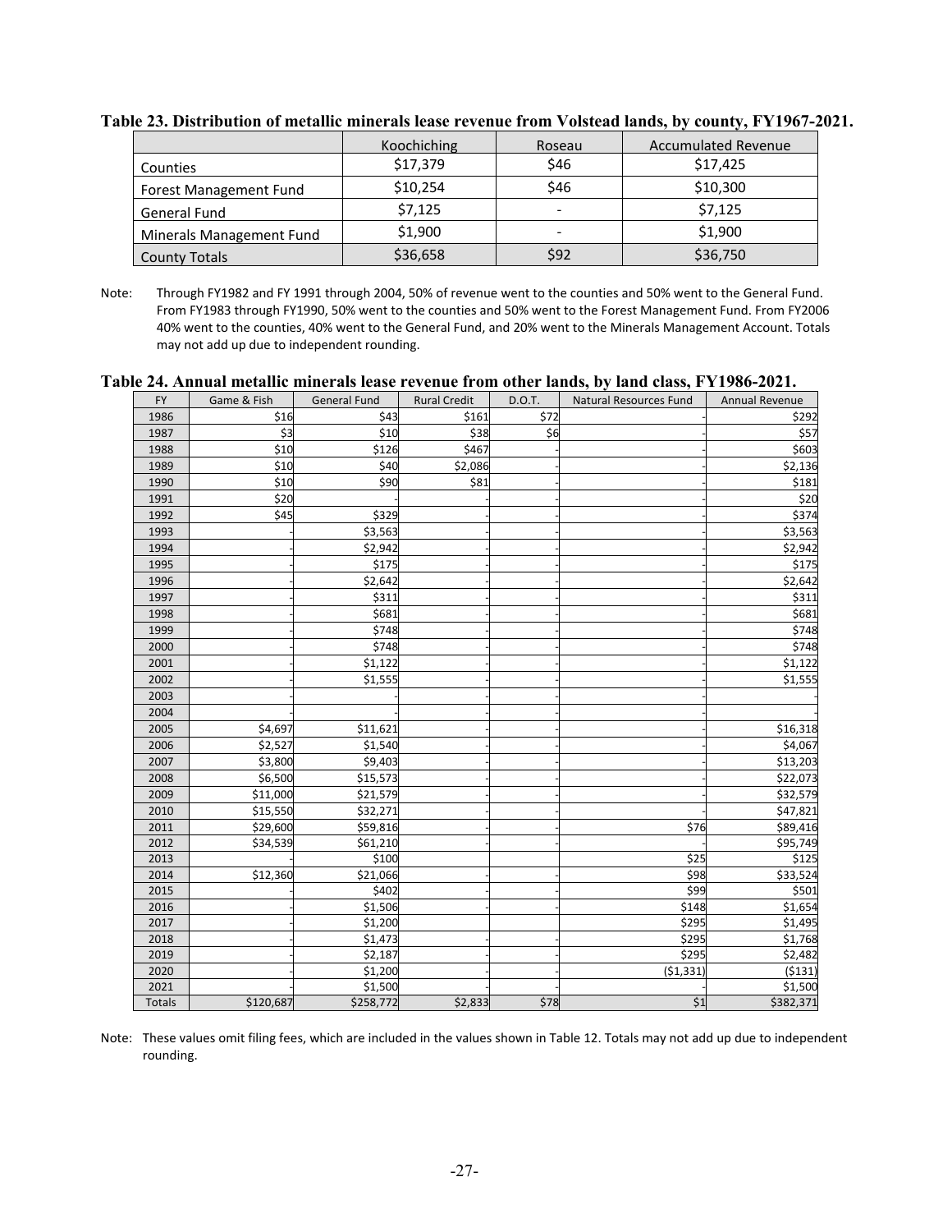**Table 23. Distribution of metallic minerals lease revenue from Volstead lands, by county, FY1967-2021.**

| | Koochiching | Roseau | Accumulated Revenue |
|---|---|---|---|
| Counties | $17,379 | $46 | $17,425 |
| Forest Management Fund | $10,254 | $46 | $10,300 |
| General Fund | $7,125 | - | $7,125 |
| Minerals Management Fund | $1,900 | - | $1,900 |
| County Totals | $36,658 | $92 | $36,750 |

Note: Through FY1982 and FY 1991 through 2004, 50% of revenue went to the counties and 50% went to the General Fund. From FY1983 through FY1990, 50% went to the counties and 50% went to the Forest Management Fund. From FY2006 40% went to the counties, 40% went to the General Fund, and 20% went to the Minerals Management Account. Totals may not add up due to independent rounding.

**Table 24. Annual metallic minerals lease revenue from other lands, by land class, FY1986-2021.**

| FY | Game & Fish | General Fund | Rural Credit | D.O.T. | Natural Resources Fund | Annual Revenue |
|---|---|---|---|---|---|---|
| 1986 | $16 | $43 | $161 | $72 | - | $292 |
| 1987 | $3 | $10 | $38 | $6 | - | $57 |
| 1988 | $10 | $126 | $467 | - | - | $603 |
| 1989 | $10 | $40 | $2,086 | - | - | $2,136 |
| 1990 | $10 | $90 | $81 | - | - | $181 |
| 1991 | $20 | - | - | - | - | $20 |
| 1992 | $45 | $329 | - | - | - | $374 |
| 1993 | - | $3,563 | - | - | - | $3,563 |
| 1994 | - | $2,942 | - | - | - | $2,942 |
| 1995 | - | $175 | - | - | - | $175 |
| 1996 | - | $2,642 | - | - | - | $2,642 |
| 1997 | - | $311 | - | - | - | $311 |
| 1998 | - | $681 | - | - | - | $681 |
| 1999 | - | $748 | - | - | - | $748 |
| 2000 | - | $748 | - | - | - | $748 |
| 2001 | - | $1,122 | - | - | - | $1,122 |
| 2002 | - | $1,555 | - | - | - | $1,555 |
| 2003 | - | - | - | - | - | - |
| 2004 | - | - | - | - | - | - |
| 2005 | $4,697 | $11,621 | - | - | - | $16,318 |
| 2006 | $2,527 | $1,540 | - | - | - | $4,067 |
| 2007 | $3,800 | $9,403 | - | - | - | $13,203 |
| 2008 | $6,500 | $15,573 | - | - | - | $22,073 |
| 2009 | $11,000 | $21,579 | - | - | - | $32,579 |
| 2010 | $15,550 | $32,271 | - | - | - | $47,821 |
| 2011 | $29,600 | $59,816 | - | - | $76 | $89,416 |
| 2012 | $34,539 | $61,210 | - | - | - | $95,749 |
| 2013 | - | $100 | | | $25 | $125 |
| 2014 | $12,360 | $21,066 | - | - | $98 | $33,524 |
| 2015 | - | $402 | - | - | $99 | $501 |
| 2016 | - | $1,506 | - | - | $148 | $1,654 |
| 2017 | - | $1,200 | | | $295 | $1,495 |
| 2018 | - | $1,473 | - | - | $295 | $1,768 |
| 2019 | - | $2,187 | - | - | $295 | $2,482 |
| 2020 | - | $1,200 | - | - | ($1,331) | ($131) |
| 2021 | - | $1,500 | - | - | - | $1,500 |
| Totals | $120,687 | $258,772 | $2,833 | $78 | $1 | $382,371 |

Note: These values omit filing fees, which are included in the values shown in Table 12. Totals may not add up due to independent rounding.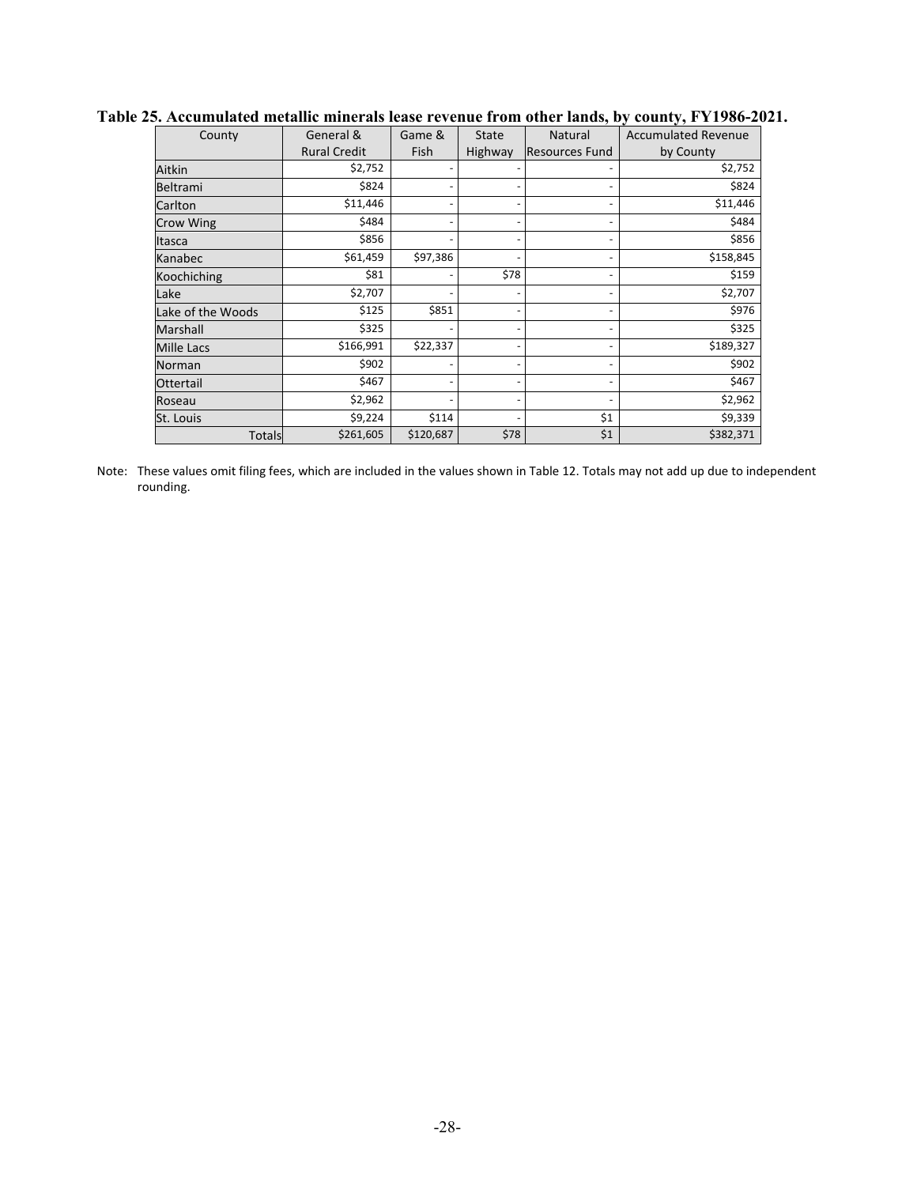**Table 25. Accumulated metallic minerals lease revenue from other lands, by county, FY1986-2021.**

| County | General & Rural Credit | Game & Fish | State Highway | Natural Resources Fund | Accumulated Revenue by County |
|---|---|---|---|---|---|
| Aitkin | $2,752 | - | - | - | $2,752 |
| Beltrami | $824 | - | - | - | $824 |
| Carlton | $11,446 | - | - | - | $11,446 |
| Crow Wing | $484 | - | - | - | $484 |
| Itasca | $856 | - | - | - | $856 |
| Kanabec | $61,459 | $97,386 | - | - | $158,845 |
| Koochiching | $81 | - | $78 | - | $159 |
| Lake | $2,707 | - | - | - | $2,707 |
| Lake of the Woods | $125 | $851 | - | - | $976 |
| Marshall | $325 | - | - | - | $325 |
| Mille Lacs | $166,991 | $22,337 | - | - | $189,327 |
| Norman | $902 | - | - | - | $902 |
| Ottertail | $467 | - | - | - | $467 |
| Roseau | $2,962 | - | - | - | $2,962 |
| St. Louis | $9,224 | $114 | - | $1 | $9,339 |
| Totals | $261,605 | $120,687 | $78 | $1 | $382,371 |

Note: These values omit filing fees, which are included in the values shown in Table 12. Totals may not add up due to independent rounding.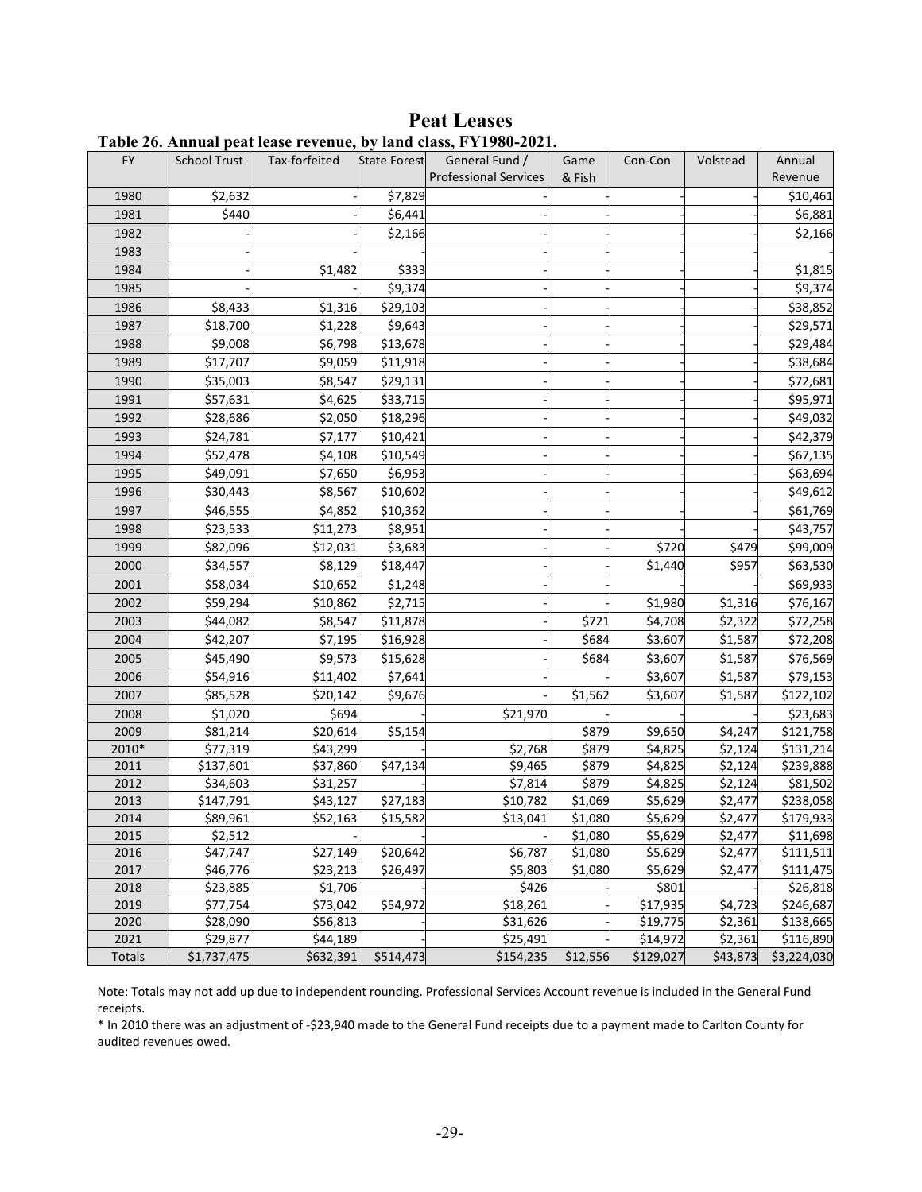# Peat Leases

**Table 26. Annual peat lease revenue, by land class, FY1980-2021.**

| FY | School Trust | Tax-forfeited | State Forest | General Fund / Professional Services | Game & Fish | Con-Con | Volstead | Annual Revenue |
|---|---|---|---|---|---|---|---|---|
| 1980 | $2,632 | - | $7,829 | - | - | - | - | $10,461 |
| 1981 | $440 | - | $6,441 | - | - | - | - | $6,881 |
| 1982 | - | - | $2,166 | - | - | - | - | $2,166 |
| 1983 | | | | - | - | - | - | - |
| 1984 | - | $1,482 | $333 | - | - | - | - | $1,815 |
| 1985 | - | - | $9,374 | - | - | - | - | $9,374 |
| 1986 | $8,433 | $1,316 | $29,103 | - | - | - | - | $38,852 |
| 1987 | $18,700 | $1,228 | $9,643 | - | - | - | - | $29,571 |
| 1988 | $9,008 | $6,798 | $13,678 | - | - | - | - | $29,484 |
| 1989 | $17,707 | $9,059 | $11,918 | - | - | - | - | $38,684 |
| 1990 | $35,003 | $8,547 | $29,131 | - | - | - | - | $72,681 |
| 1991 | $57,631 | $4,625 | $33,715 | - | - | - | - | $95,971 |
| 1992 | $28,686 | $2,050 | $18,296 | - | - | - | - | $49,032 |
| 1993 | $24,781 | $7,177 | $10,421 | - | - | - | - | $42,379 |
| 1994 | $52,478 | $4,108 | $10,549 | - | - | - | - | $67,135 |
| 1995 | $49,091 | $7,650 | $6,953 | - | - | - | - | $63,694 |
| 1996 | $30,443 | $8,567 | $10,602 | - | - | - | - | $49,612 |
| 1997 | $46,555 | $4,852 | $10,362 | - | - | - | - | $61,769 |
| 1998 | $23,533 | $11,273 | $8,951 | - | - | - | - | $43,757 |
| 1999 | $82,096 | $12,031 | $3,683 | - | - | $720 | $479 | $99,009 |
| 2000 | $34,557 | $8,129 | $18,447 | - | - | $1,440 | $957 | $63,530 |
| 2001 | $58,034 | $10,652 | $1,248 | - | - | - | - | $69,933 |
| 2002 | $59,294 | $10,862 | $2,715 | - | - | $1,980 | $1,316 | $76,167 |
| 2003 | $44,082 | $8,547 | $11,878 | - | $721 | $4,708 | $2,322 | $72,258 |
| 2004 | $42,207 | $7,195 | $16,928 | - | $684 | $3,607 | $1,587 | $72,208 |
| 2005 | $45,490 | $9,573 | $15,628 | - | $684 | $3,607 | $1,587 | $76,569 |
| 2006 | $54,916 | $11,402 | $7,641 | - | - | $3,607 | $1,587 | $79,153 |
| 2007 | $85,528 | $20,142 | $9,676 | - | $1,562 | $3,607 | $1,587 | $122,102 |
| 2008 | $1,020 | $694 | - | $21,970 | - | - | - | $23,683 |
| 2009 | $81,214 | $20,614 | $5,154 | | $879 | $9,650 | $4,247 | $121,758 |
| 2010* | $77,319 | $43,299 | - | $2,768 | $879 | $4,825 | $2,124 | $131,214 |
| 2011 | $137,601 | $37,860 | $47,134 | $9,465 | $879 | $4,825 | $2,124 | $239,888 |
| 2012 | $34,603 | $31,257 | - | $7,814 | $879 | $4,825 | $2,124 | $81,502 |
| 2013 | $147,791 | $43,127 | $27,183 | $10,782 | $1,069 | $5,629 | $2,477 | $238,058 |
| 2014 | $89,961 | $52,163 | $15,582 | $13,041 | $1,080 | $5,629 | $2,477 | $179,933 |
| 2015 | $2,512 | - | - | - | $1,080 | $5,629 | $2,477 | $11,698 |
| 2016 | $47,747 | $27,149 | $20,642 | $6,787 | $1,080 | $5,629 | $2,477 | $111,511 |
| 2017 | $46,776 | $23,213 | $26,497 | $5,803 | $1,080 | $5,629 | $2,477 | $111,475 |
| 2018 | $23,885 | $1,706 | - | $426 | - | $801 | - | $26,818 |
| 2019 | $77,754 | $73,042 | $54,972 | $18,261 | - | $17,935 | $4,723 | $246,687 |
| 2020 | $28,090 | $56,813 | - | $31,626 | - | $19,775 | $2,361 | $138,665 |
| 2021 | $29,877 | $44,189 | - | $25,491 | - | $14,972 | $2,361 | $116,890 |
| Totals | $1,737,475 | $632,391 | $514,473 | $154,235 | $12,556 | $129,027 | $43,873 | $3,224,030 |

Note: Totals may not add up due to independent rounding. Professional Services Account revenue is included in the General Fund receipts.

* In 2010 there was an adjustment of -$23,940 made to the General Fund receipts due to a payment made to Carlton County for audited revenues owed.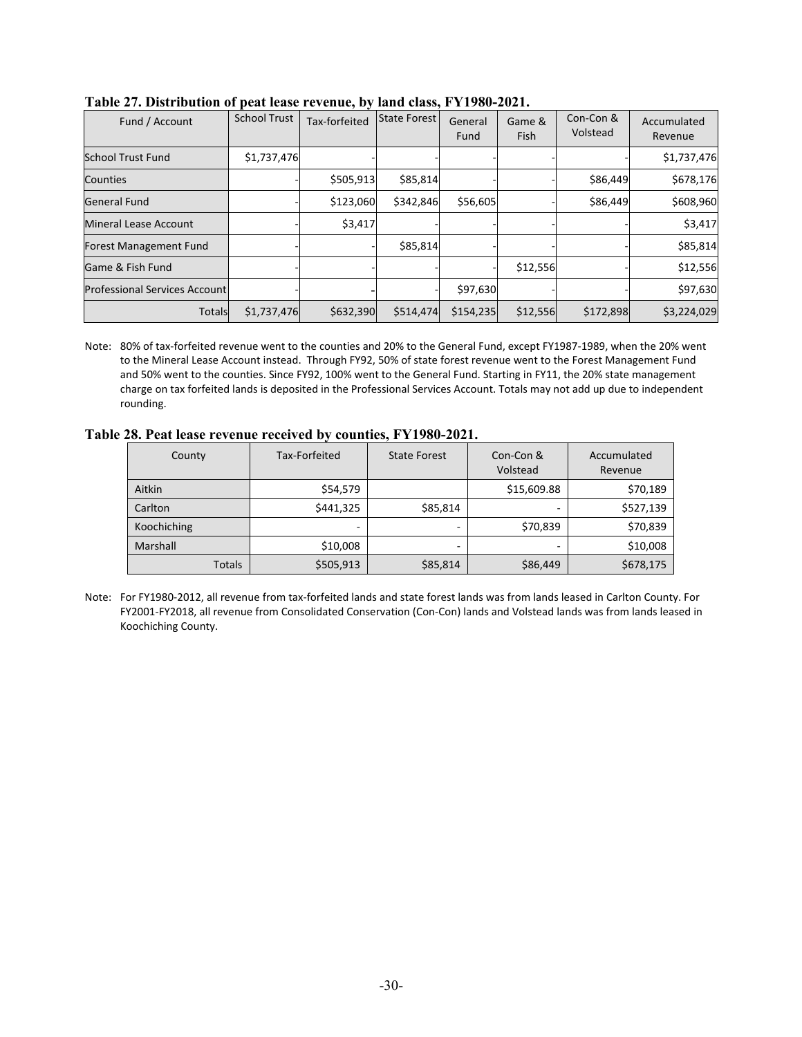**Table 27. Distribution of peat lease revenue, by land class, FY1980-2021.**

| Fund / Account | School Trust | Tax-forfeited | State Forest | General Fund | Game & Fish | Con-Con & Volstead | Accumulated Revenue |
|---|---|---|---|---|---|---|---|
| School Trust Fund | $1,737,476 | - | - | - | - | - | $1,737,476 |
| Counties | - | $505,913 | $85,814 | - | - | $86,449 | $678,176 |
| General Fund | - | $123,060 | $342,846 | $56,605 | - | $86,449 | $608,960 |
| Mineral Lease Account | - | $3,417 | - | - | - | - | $3,417 |
| Forest Management Fund | - | - | $85,814 | - | - | - | $85,814 |
| Game & Fish Fund | - | - | - | - | $12,556 | - | $12,556 |
| Professional Services Account | - | - | - | $97,630 | - | - | $97,630 |
| Totals | $1,737,476 | $632,390 | $514,474 | $154,235 | $12,556 | $172,898 | $3,224,029 |

Note: 80% of tax-forfeited revenue went to the counties and 20% to the General Fund, except FY1987-1989, when the 20% went to the Mineral Lease Account instead. Through FY92, 50% of state forest revenue went to the Forest Management Fund and 50% went to the counties. Since FY92, 100% went to the General Fund. Starting in FY11, the 20% state management charge on tax forfeited lands is deposited in the Professional Services Account. Totals may not add up due to independent rounding.

**Table 28. Peat lease revenue received by counties, FY1980-2021.**

| County | Tax-Forfeited | State Forest | Con-Con & Volstead | Accumulated Revenue |
|---|---|---|---|---|
| Aitkin | $54,579 | | $15,609.88 | $70,189 |
| Carlton | $441,325 | $85,814 | - | $527,139 |
| Koochiching | - | - | $70,839 | $70,839 |
| Marshall | $10,008 | - | - | $10,008 |
| Totals | $505,913 | $85,814 | $86,449 | $678,175 |

Note: For FY1980-2012, all revenue from tax-forfeited lands and state forest lands was from lands leased in Carlton County. For FY2001-FY2018, all revenue from Consolidated Conservation (Con-Con) lands and Volstead lands was from lands leased in Koochiching County.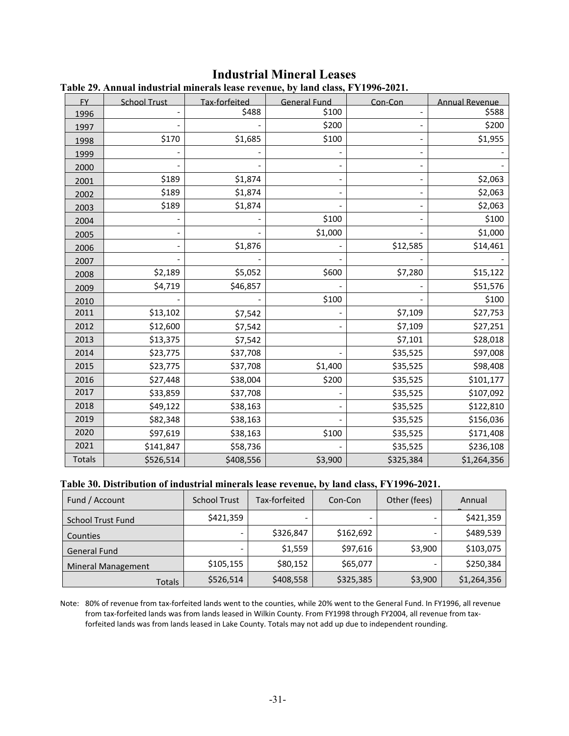# Industrial Mineral Leases

**Table 29. Annual industrial minerals lease revenue, by land class, FY1996-2021.**

| FY | School Trust | Tax-forfeited | General Fund | Con-Con | Annual Revenue |
|---|---|---|---|---|---|
| 1996 | - | $488 | $100 | - | $588 |
| 1997 | - | - | $200 | - | $200 |
| 1998 | $170 | $1,685 | $100 | - | $1,955 |
| 1999 | - | - | - | - | - |
| 2000 | - | - | - | - | - |
| 2001 | $189 | $1,874 | - | - | $2,063 |
| 2002 | $189 | $1,874 | - | - | $2,063 |
| 2003 | $189 | $1,874 | - | - | $2,063 |
| 2004 | - | - | $100 | - | $100 |
| 2005 | - | - | $1,000 | - | $1,000 |
| 2006 | - | $1,876 | - | $12,585 | $14,461 |
| 2007 | - | - | - | - | - |
| 2008 | $2,189 | $5,052 | $600 | $7,280 | $15,122 |
| 2009 | $4,719 | $46,857 | - | - | $51,576 |
| 2010 | - | - | $100 | - | $100 |
| 2011 | $13,102 | $7,542 | - | $7,109 | $27,753 |
| 2012 | $12,600 | $7,542 | - | $7,109 | $27,251 |
| 2013 | $13,375 | $7,542 | | $7,101 | $28,018 |
| 2014 | $23,775 | $37,708 | - | $35,525 | $97,008 |
| 2015 | $23,775 | $37,708 | $1,400 | $35,525 | $98,408 |
| 2016 | $27,448 | $38,004 | $200 | $35,525 | $101,177 |
| 2017 | $33,859 | $37,708 | - | $35,525 | $107,092 |
| 2018 | $49,122 | $38,163 | - | $35,525 | $122,810 |
| 2019 | $82,348 | $38,163 | - | $35,525 | $156,036 |
| 2020 | $97,619 | $38,163 | $100 | $35,525 | $171,408 |
| 2021 | $141,847 | $58,736 | - | $35,525 | $236,108 |
| Totals | $526,514 | $408,556 | $3,900 | $325,384 | $1,264,356 |

**Table 30. Distribution of industrial minerals lease revenue, by land class, FY1996-2021.**

| Fund / Account | School Trust | Tax-forfeited | Con-Con | Other (fees) | Annual Revenue |
|---|---|---|---|---|---|
| School Trust Fund | $421,359 | - | - | - | $421,359 |
| Counties | - | $326,847 | $162,692 | - | $489,539 |
| General Fund | - | $1,559 | $97,616 | $3,900 | $103,075 |
| Mineral Management | $105,155 | $80,152 | $65,077 | - | $250,384 |
| Totals | $526,514 | $408,558 | $325,385 | $3,900 | $1,264,356 |

Note: 80% of revenue from tax-forfeited lands went to the counties, while 20% went to the General Fund. In FY1996, all revenue from tax-forfeited lands was from lands leased in Wilkin County. From FY1998 through FY2004, all revenue from tax-forfeited lands was from lands leased in Lake County. Totals may not add up due to independent rounding.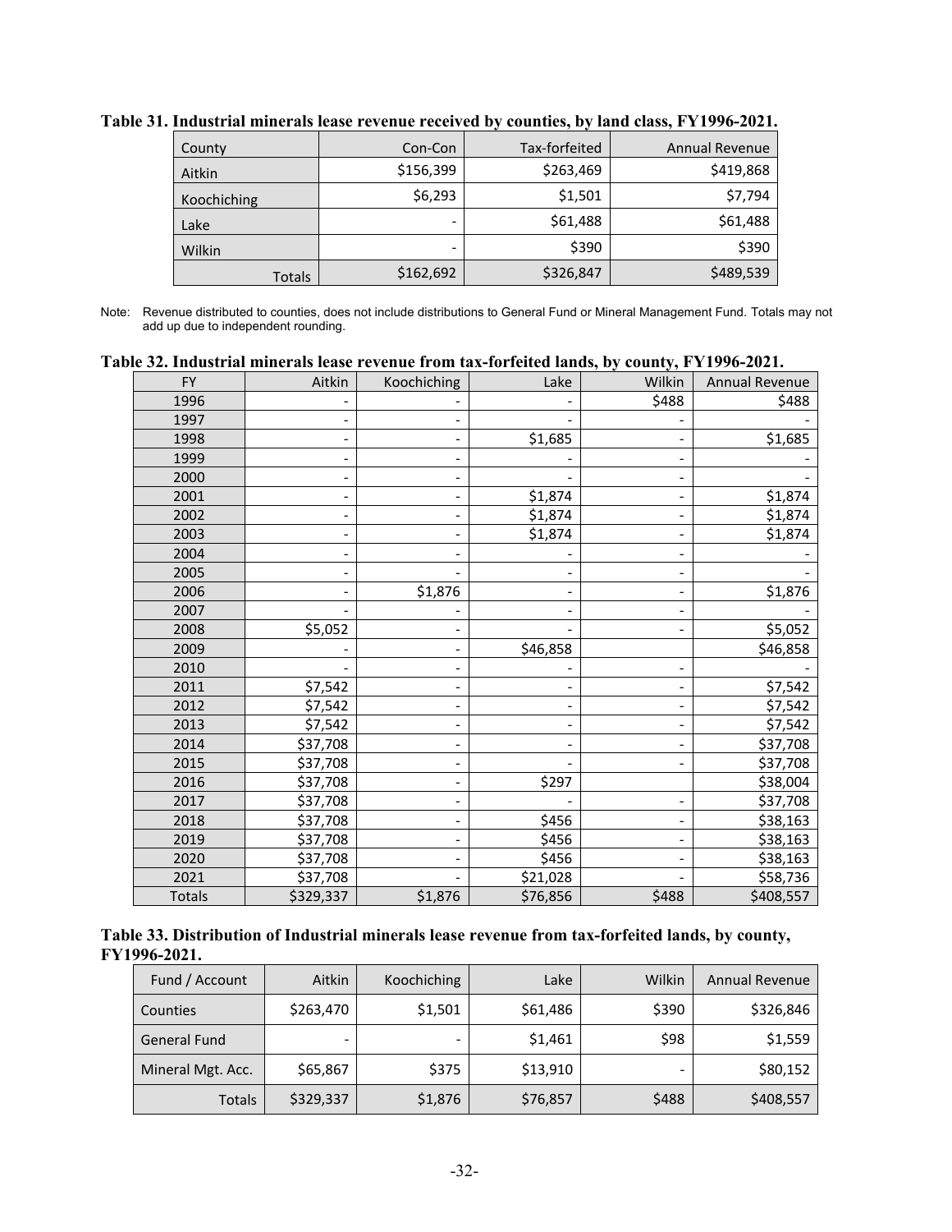**Table 31. Industrial minerals lease revenue received by counties, by land class, FY1996-2021.**

| County | Con-Con | Tax-forfeited | Annual Revenue |
|---|---|---|---|
| Aitkin | $156,399 | $263,469 | $419,868 |
| Koochiching | $6,293 | $1,501 | $7,794 |
| Lake | - | $61,488 | $61,488 |
| Wilkin | - | $390 | $390 |
| Totals | $162,692 | $326,847 | $489,539 |

Note: Revenue distributed to counties, does not include distributions to General Fund or Mineral Management Fund. Totals may not add up due to independent rounding.

**Table 32. Industrial minerals lease revenue from tax-forfeited lands, by county, FY1996-2021.**

| FY | Aitkin | Koochiching | Lake | Wilkin | Annual Revenue |
|---|---|---|---|---|---|
| 1996 | - | - | - | $488 | $488 |
| 1997 | - | - | - | - | - |
| 1998 | - | - | $1,685 | - | $1,685 |
| 1999 | - | - | - | - | - |
| 2000 | - | - | - | - | - |
| 2001 | - | - | $1,874 | - | $1,874 |
| 2002 | - | - | $1,874 | - | $1,874 |
| 2003 | - | - | $1,874 | - | $1,874 |
| 2004 | - | - | - | - | - |
| 2005 | - | - | - | - | - |
| 2006 | - | $1,876 | - | - | $1,876 |
| 2007 | - | - | - | - | - |
| 2008 | $5,052 | - | - | - | $5,052 |
| 2009 | - | - | $46,858 | | $46,858 |
| 2010 | - | - | - | - | - |
| 2011 | $7,542 | - | - | - | $7,542 |
| 2012 | $7,542 | - | - | - | $7,542 |
| 2013 | $7,542 | - | - | - | $7,542 |
| 2014 | $37,708 | - | - | - | $37,708 |
| 2015 | $37,708 | - | - | - | $37,708 |
| 2016 | $37,708 | - | $297 | | $38,004 |
| 2017 | $37,708 | - | - | - | $37,708 |
| 2018 | $37,708 | - | $456 | - | $38,163 |
| 2019 | $37,708 | - | $456 | - | $38,163 |
| 2020 | $37,708 | - | $456 | - | $38,163 |
| 2021 | $37,708 | - | $21,028 | - | $58,736 |
| Totals | $329,337 | $1,876 | $76,856 | $488 | $408,557 |

**Table 33. Distribution of Industrial minerals lease revenue from tax-forfeited lands, by county, FY1996-2021.**

| Fund / Account | Aitkin | Koochiching | Lake | Wilkin | Annual Revenue |
|---|---|---|---|---|---|
| Counties | $263,470 | $1,501 | $61,486 | $390 | $326,846 |
| General Fund | - | - | $1,461 | $98 | $1,559 |
| Mineral Mgt. Acc. | $65,867 | $375 | $13,910 | - | $80,152 |
| Totals | $329,337 | $1,876 | $76,857 | $488 | $408,557 |